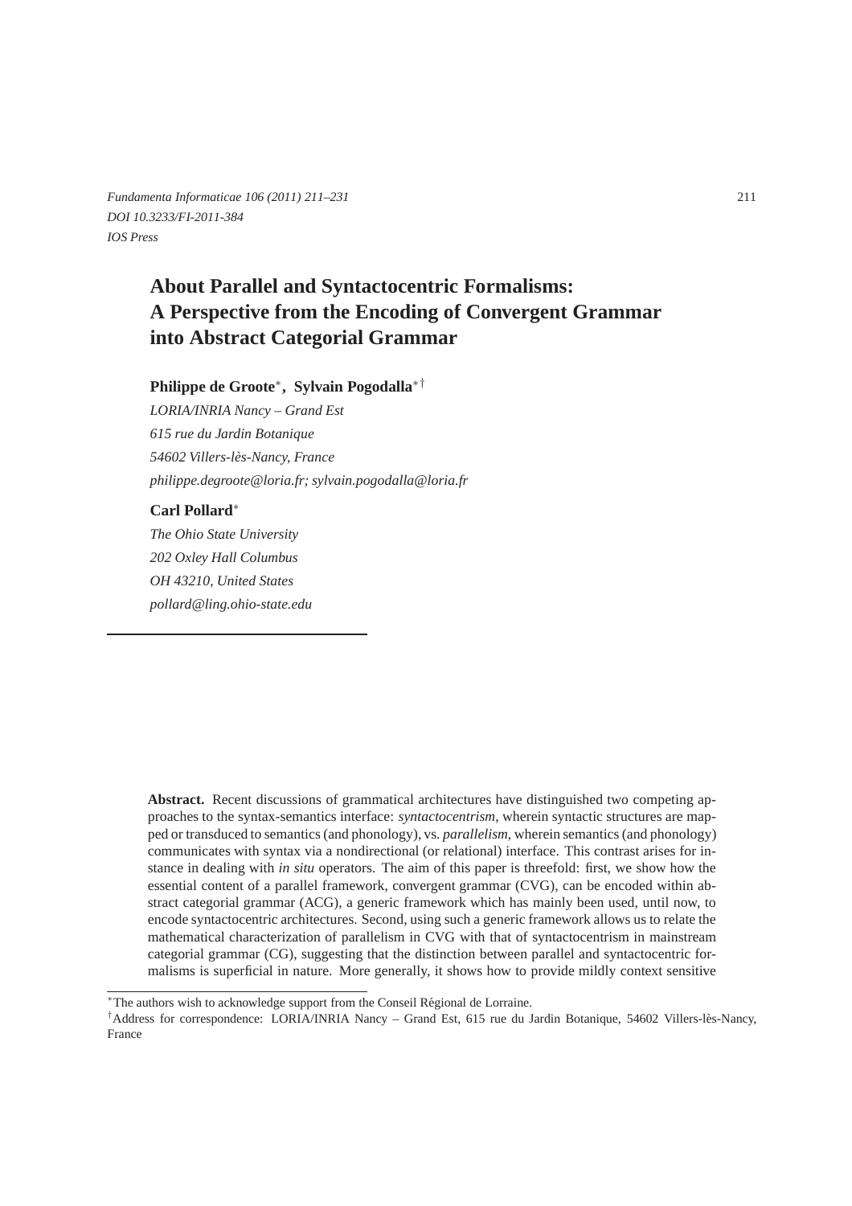# About Parallel and Syntactocentric Formalisms: A Perspective from the Encoding of Convergent Grammar into Abstract Categorial Grammar

**Philippe de Groote**[*], **Sylvain Pogodalla**[*][†]

*LORIA/INRIA Nancy – Grand Est*
*615 rue du Jardin Botanique*
*54602 Villers-lès-Nancy, France*
*philippe.degroote@loria.fr; sylvain.pogodalla@loria.fr*

**Carl Pollard**[*]

*The Ohio State University*
*202 Oxley Hall Columbus*
*OH 43210, United States*
*pollard@ling.ohio-state.edu*

---

**Abstract.** Recent discussions of grammatical architectures have distinguished two competing approaches to the syntax-semantics interface: *syntactocentrism*, wherein syntactic structures are mapped or transduced to semantics (and phonology), vs. *parallelism*, wherein semantics (and phonology) communicates with syntax via a nondirectional (or relational) interface. This contrast arises for instance in dealing with *in situ* operators. The aim of this paper is threefold: first, we show how the essential content of a parallel framework, convergent grammar (CVG), can be encoded within abstract categorial grammar (ACG), a generic framework which has mainly been used, until now, to encode syntactocentric architectures. Second, using such a generic framework allows us to relate the mathematical characterization of parallelism in CVG with that of syntactocentrism in mainstream categorial grammar (CG), suggesting that the distinction between parallel and syntactocentric formalisms is superficial in nature. More generally, it shows how to provide mildly context sensitive

---

[*] The authors wish to acknowledge support from the Conseil Régional de Lorraine.

[†] Address for correspondence: LORIA/INRIA Nancy – Grand Est, 615 rue du Jardin Botanique, 54602 Villers-lès-Nancy, France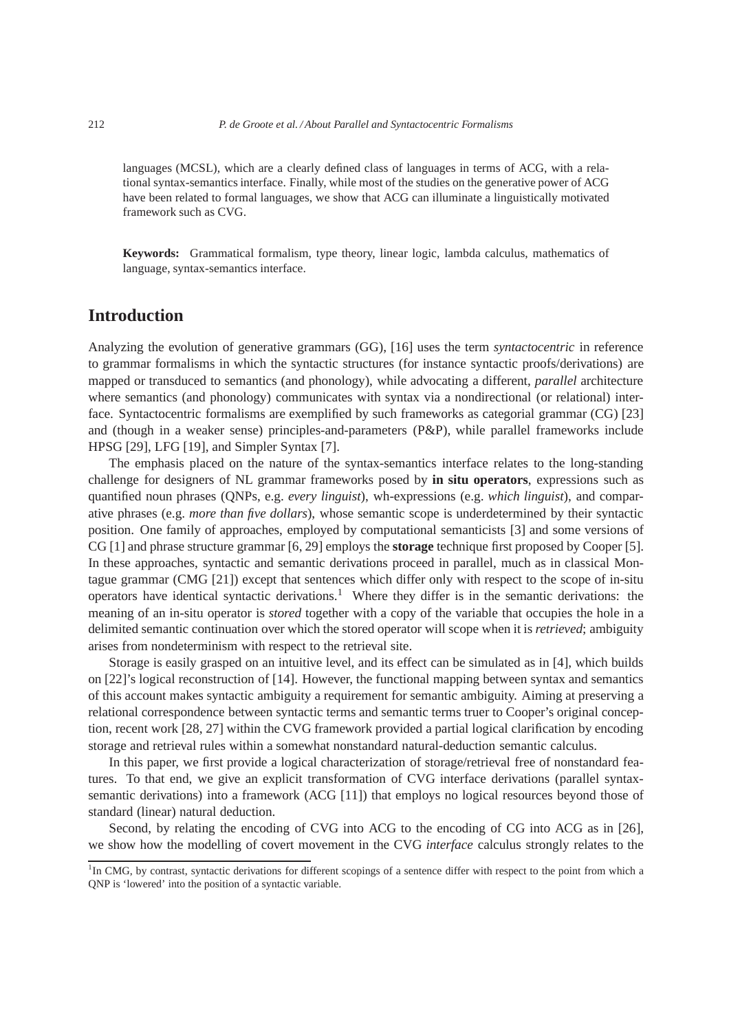languages (MCSL), which are a clearly defined class of languages in terms of ACG, with a relational syntax-semantics interface. Finally, while most of the studies on the generative power of ACG have been related to formal languages, we show that ACG can illuminate a linguistically motivated framework such as CVG.

**Keywords:** Grammatical formalism, type theory, linear logic, lambda calculus, mathematics of language, syntax-semantics interface.

## Introduction

Analyzing the evolution of generative grammars (GG), [16] uses the term *syntactocentric* in reference to grammar formalisms in which the syntactic structures (for instance syntactic proofs/derivations) are mapped or transduced to semantics (and phonology), while advocating a different, *parallel* architecture where semantics (and phonology) communicates with syntax via a nondirectional (or relational) interface. Syntactocentric formalisms are exemplified by such frameworks as categorial grammar (CG) [23] and (though in a weaker sense) principles-and-parameters (P&P), while parallel frameworks include HPSG [29], LFG [19], and Simpler Syntax [7].

The emphasis placed on the nature of the syntax-semantics interface relates to the long-standing challenge for designers of NL grammar frameworks posed by **in situ operators**, expressions such as quantified noun phrases (QNPs, e.g. *every linguist*), wh-expressions (e.g. *which linguist*), and comparative phrases (e.g. *more than five dollars*), whose semantic scope is underdetermined by their syntactic position. One family of approaches, employed by computational semanticists [3] and some versions of CG [1] and phrase structure grammar [6, 29] employs the **storage** technique first proposed by Cooper [5]. In these approaches, syntactic and semantic derivations proceed in parallel, much as in classical Montague grammar (CMG [21]) except that sentences which differ only with respect to the scope of in-situ operators have identical syntactic derivations.[1] Where they differ is in the semantic derivations: the meaning of an in-situ operator is *stored* together with a copy of the variable that occupies the hole in a delimited semantic continuation over which the stored operator will scope when it is *retrieved*; ambiguity arises from nondeterminism with respect to the retrieval site.

Storage is easily grasped on an intuitive level, and its effect can be simulated as in [4], which builds on [22]'s logical reconstruction of [14]. However, the functional mapping between syntax and semantics of this account makes syntactic ambiguity a requirement for semantic ambiguity. Aiming at preserving a relational correspondence between syntactic terms and semantic terms truer to Cooper's original conception, recent work [28, 27] within the CVG framework provided a partial logical clarification by encoding storage and retrieval rules within a somewhat nonstandard natural-deduction semantic calculus.

In this paper, we first provide a logical characterization of storage/retrieval free of nonstandard features. To that end, we give an explicit transformation of CVG interface derivations (parallel syntax-semantic derivations) into a framework (ACG [11]) that employs no logical resources beyond those of standard (linear) natural deduction.

Second, by relating the encoding of CVG into ACG to the encoding of CG into ACG as in [26], we show how the modelling of covert movement in the CVG *interface* calculus strongly relates to the

[1] In CMG, by contrast, syntactic derivations for different scopings of a sentence differ with respect to the point from which a QNP is 'lowered' into the position of a syntactic variable.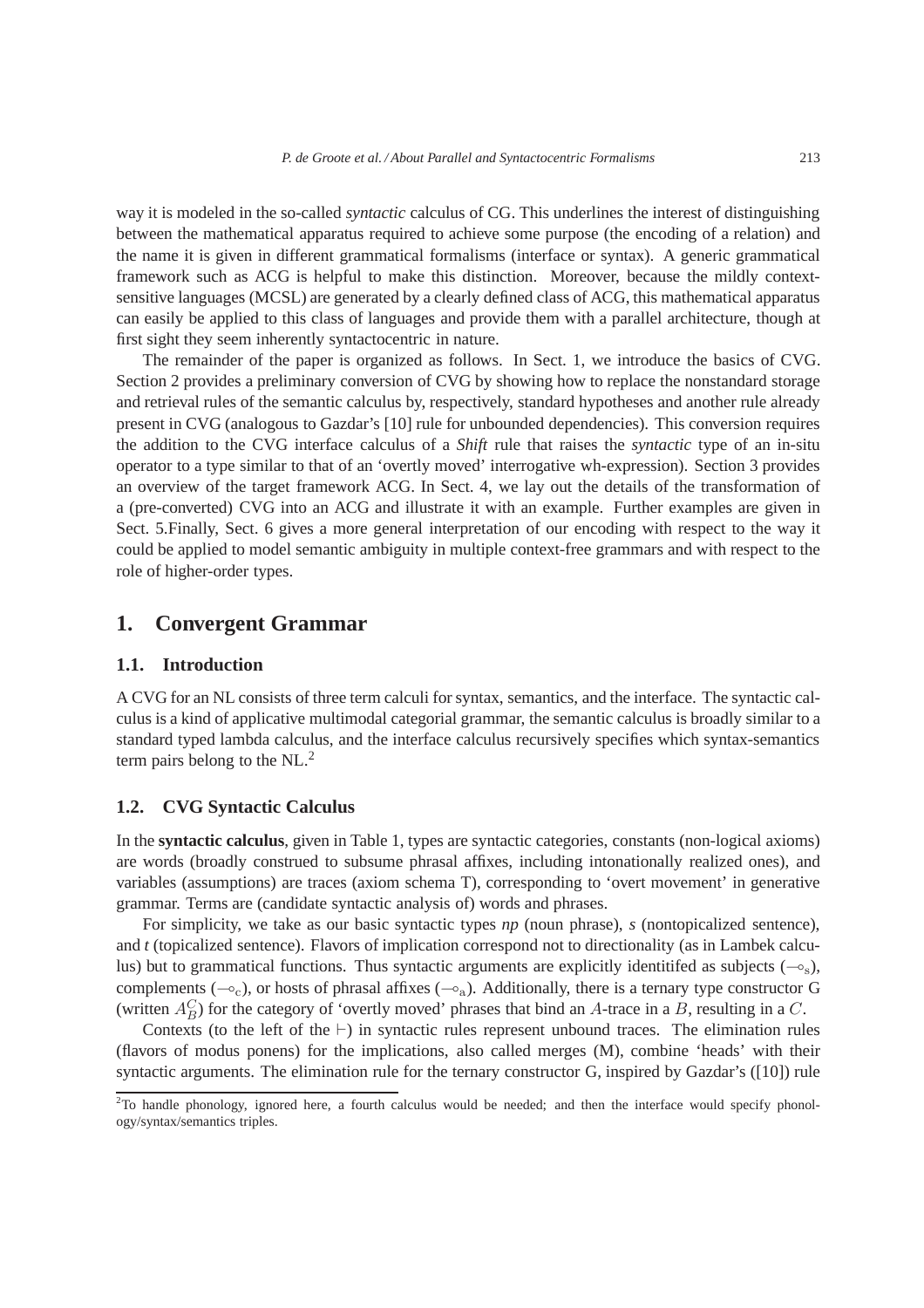way it is modeled in the so-called *syntactic* calculus of CG. This underlines the interest of distinguishing between the mathematical apparatus required to achieve some purpose (the encoding of a relation) and the name it is given in different grammatical formalisms (interface or syntax). A generic grammatical framework such as ACG is helpful to make this distinction. Moreover, because the mildly context-sensitive languages (MCSL) are generated by a clearly defined class of ACG, this mathematical apparatus can easily be applied to this class of languages and provide them with a parallel architecture, though at first sight they seem inherently syntactocentric in nature.

The remainder of the paper is organized as follows. In Sect. 1, we introduce the basics of CVG. Section 2 provides a preliminary conversion of CVG by showing how to replace the nonstandard storage and retrieval rules of the semantic calculus by, respectively, standard hypotheses and another rule already present in CVG (analogous to Gazdar's [10] rule for unbounded dependencies). This conversion requires the addition to the CVG interface calculus of a *Shift* rule that raises the *syntactic* type of an in-situ operator to a type similar to that of an 'overtly moved' interrogative wh-expression). Section 3 provides an overview of the target framework ACG. In Sect. 4, we lay out the details of the transformation of a (pre-converted) CVG into an ACG and illustrate it with an example. Further examples are given in Sect. 5.Finally, Sect. 6 gives a more general interpretation of our encoding with respect to the way it could be applied to model semantic ambiguity in multiple context-free grammars and with respect to the role of higher-order types.

# 1. Convergent Grammar

## 1.1. Introduction

A CVG for an NL consists of three term calculi for syntax, semantics, and the interface. The syntactic calculus is a kind of applicative multimodal categorial grammar, the semantic calculus is broadly similar to a standard typed lambda calculus, and the interface calculus recursively specifies which syntax-semantics term pairs belong to the NL.[2]

## 1.2. CVG Syntactic Calculus

In the **syntactic calculus**, given in Table 1, types are syntactic categories, constants (non-logical axioms) are words (broadly construed to subsume phrasal affixes, including intonationally realized ones), and variables (assumptions) are traces (axiom schema T), corresponding to 'overt movement' in generative grammar. Terms are (candidate syntactic analysis of) words and phrases.

For simplicity, we take as our basic syntactic types *np* (noun phrase), *s* (nontopicalized sentence), and *t* (topicalized sentence). Flavors of implication correspond not to directionality (as in Lambek calculus) but to grammatical functions. Thus syntactic arguments are explicitly identitifed as subjects ($\multimap_{\mathrm{s}}$), complements ($\multimap_{\mathrm{c}}$), or hosts of phrasal affixes ($\multimap_{\mathrm{a}}$). Additionally, there is a ternary type constructor G (written $A_B^C$) for the category of 'overtly moved' phrases that bind an $A$-trace in a $B$, resulting in a $C$.

Contexts (to the left of the $\vdash$) in syntactic rules represent unbound traces. The elimination rules (flavors of modus ponens) for the implications, also called merges (M), combine 'heads' with their syntactic arguments. The elimination rule for the ternary constructor G, inspired by Gazdar's ([10]) rule

[2]To handle phonology, ignored here, a fourth calculus would be needed; and then the interface would specify phonology/syntax/semantics triples.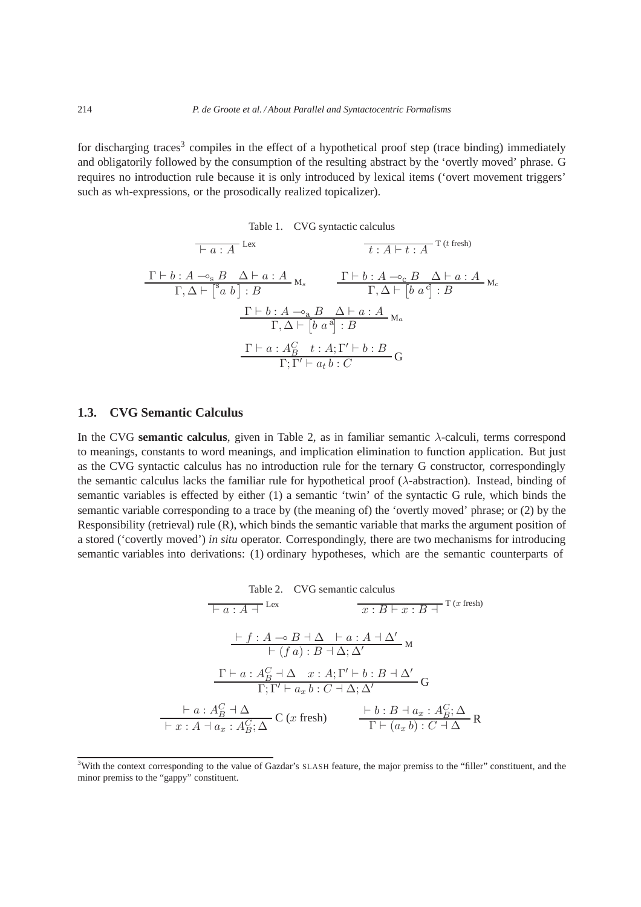for discharging traces[3] compiles in the effect of a hypothetical proof step (trace binding) immediately and obligatorily followed by the consumption of the resulting abstract by the 'overtly moved' phrase. G requires no introduction rule because it is only introduced by lexical items ('overt movement triggers' such as wh-expressions, or the prosodically realized topicalizer).

Table 1. CVG syntactic calculus

$$\frac{}{\vdash a : A}\ \text{Lex} \qquad\qquad \frac{}{t : A \vdash t : A}\ \text{T } (t \text{ fresh})$$

$$\frac{\Gamma \vdash b : A \multimap_{\mathrm{s}} B \quad \Delta \vdash a : A}{\Gamma, \Delta \vdash \left[{}^{\mathrm{s}}a\ b\right] : B}\ \mathrm{M}_s \qquad\qquad \frac{\Gamma \vdash b : A \multimap_{\mathrm{c}} B \quad \Delta \vdash a : A}{\Gamma, \Delta \vdash \left[b\ a^{\mathrm{c}}\right] : B}\ \mathrm{M}_c$$

$$\frac{\Gamma \vdash b : A \multimap_{\mathrm{a}} B \quad \Delta \vdash a : A}{\Gamma, \Delta \vdash \left[b\ a^{\mathrm{a}}\right] : B}\ \mathrm{M}_a$$

$$\frac{\Gamma \vdash a : A_B^C \quad t : A; \Gamma' \vdash b : B}{\Gamma; \Gamma' \vdash a_t\, b : C}\ \mathrm{G}$$

### 1.3. CVG Semantic Calculus

In the CVG **semantic calculus**, given in Table 2, as in familiar semantic $\lambda$-calculi, terms correspond to meanings, constants to word meanings, and implication elimination to function application. But just as the CVG syntactic calculus has no introduction rule for the ternary G constructor, correspondingly the semantic calculus lacks the familiar rule for hypothetical proof ($\lambda$-abstraction). Instead, binding of semantic variables is effected by either (1) a semantic 'twin' of the syntactic G rule, which binds the semantic variable corresponding to a trace by (the meaning of) the 'overtly moved' phrase; or (2) by the Responsibility (retrieval) rule (R), which binds the semantic variable that marks the argument position of a stored ('covertly moved') *in situ* operator. Correspondingly, there are two mechanisms for introducing semantic variables into derivations: (1) ordinary hypotheses, which are the semantic counterparts of

Table 2. CVG semantic calculus

$$\frac{}{\vdash a : A \dashv}\ \text{Lex} \qquad\qquad \frac{}{x : B \vdash x : B \dashv}\ \text{T } (x \text{ fresh})$$

$$\frac{\vdash f : A \multimap B \dashv \Delta \quad \vdash a : A \dashv \Delta'}{\vdash (f\, a) : B \dashv \Delta; \Delta'}\ \mathrm{M}$$

$$\frac{\Gamma \vdash a : A_B^C \dashv \Delta \quad x : A; \Gamma' \vdash b : B \dashv \Delta'}{\Gamma; \Gamma' \vdash a_x\, b : C \dashv \Delta; \Delta'}\ \mathrm{G}$$

$$\frac{\vdash a : A_B^C \dashv \Delta}{\vdash x : A \dashv a_x : A_B^C; \Delta}\ \text{C } (x \text{ fresh}) \qquad\qquad \frac{\vdash b : B \dashv a_x : A_B^C; \Delta}{\Gamma \vdash (a_x\, b) : C \dashv \Delta}\ \mathrm{R}$$

[3] With the context corresponding to the value of Gazdar's SLASH feature, the major premiss to the "filler" constituent, and the minor premiss to the "gappy" constituent.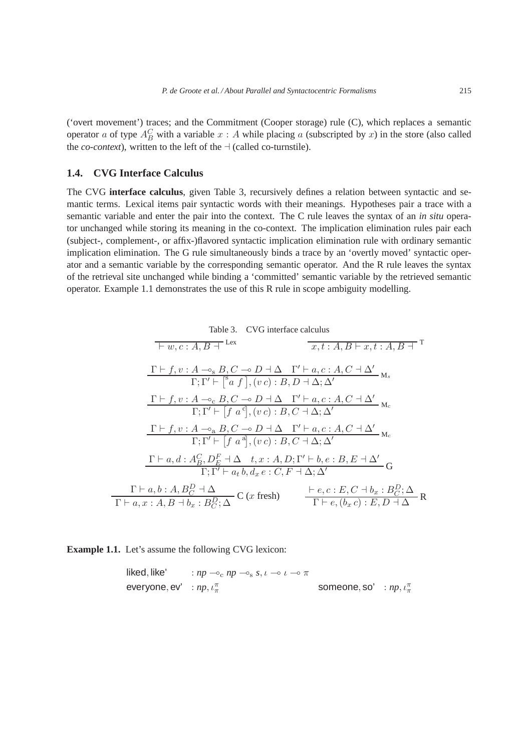('overt movement') traces; and the Commitment (Cooper storage) rule (C), which replaces a semantic operator $a$ of type $A_B^C$ with a variable $x : A$ while placing $a$ (subscripted by $x$) in the store (also called the *co-context*), written to the left of the $\dashv$ (called co-turnstile).

## 1.4. CVG Interface Calculus

The CVG **interface calculus**, given Table 3, recursively defines a relation between syntactic and semantic terms. Lexical items pair syntactic words with their meanings. Hypotheses pair a trace with a semantic variable and enter the pair into the context. The C rule leaves the syntax of an *in situ* operator unchanged while storing its meaning in the co-context. The implication elimination rules pair each (subject-, complement-, or affix-)flavored syntactic implication elimination rule with ordinary semantic implication elimination. The G rule simultaneously binds a trace by an 'overtly moved' syntactic operator and a semantic variable by the corresponding semantic operator. And the R rule leaves the syntax of the retrieval site unchanged while binding a 'committed' semantic variable by the retrieved semantic operator. Example 1.1 demonstrates the use of this R rule in scope ambiguity modelling.

Table 3. CVG interface calculus

$$\frac{}{\vdash w, c : A, B \dashv}\ \text{Lex} \qquad\qquad \frac{}{x, t : A, B \vdash x, t : A, B \dashv}\ \text{T}$$

$$\frac{\Gamma \vdash f, v : A \multimap_{\mathrm{s}} B, C \multimap D \dashv \Delta \quad \Gamma' \vdash a, c : A, C \dashv \Delta'}{\Gamma; \Gamma' \vdash \left[{}^{\mathrm{s}} a\ f\right], (v\ c) : B, D \dashv \Delta; \Delta'}\ \mathrm{M}_s$$

$$\frac{\Gamma \vdash f, v : A \multimap_{\mathrm{c}} B, C \multimap D \dashv \Delta \quad \Gamma' \vdash a, c : A, C \dashv \Delta'}{\Gamma; \Gamma' \vdash \left[f\ a^{\mathrm{c}}\right], (v\ c) : B, C \dashv \Delta; \Delta'}\ \mathrm{M}_c$$

$$\frac{\Gamma \vdash f, v : A \multimap_{\mathrm{a}} B, C \multimap D \dashv \Delta \quad \Gamma' \vdash a, c : A, C \dashv \Delta'}{\Gamma; \Gamma' \vdash \left[f\ a^{\mathrm{a}}\right], (v\ c) : B, C \dashv \Delta; \Delta'}\ \mathrm{M}_c$$

$$\frac{\Gamma \vdash a, d : A_B^C, D_E^F \dashv \Delta \quad t, x : A, D; \Gamma' \vdash b, e : B, E \dashv \Delta'}{\Gamma; \Gamma' \vdash a_t\, b, d_x\, e : C, F \dashv \Delta; \Delta'}\ \mathrm{G}$$

$$\frac{\Gamma \vdash a, b : A, B_C^D \dashv \Delta}{\Gamma \vdash a, x : A, B \dashv b_x : B_C^D; \Delta}\ \mathrm{C}\ (x \text{ fresh}) \qquad\qquad \frac{\vdash e, c : E, C \dashv b_x : B_C^D; \Delta}{\Gamma \vdash e, (b_x\ c) : E, D \dashv \Delta}\ \mathrm{R}$$

**Example 1.1.** Let's assume the following CVG lexicon:

liked, like' $: np \multimap_{\mathrm{c}} np \multimap_{\mathrm{s}} s, \iota \multimap \iota \multimap \pi$

everyone, ev' $: np, \iota_\pi^\pi$ someone, so' $: np, \iota_\pi^\pi$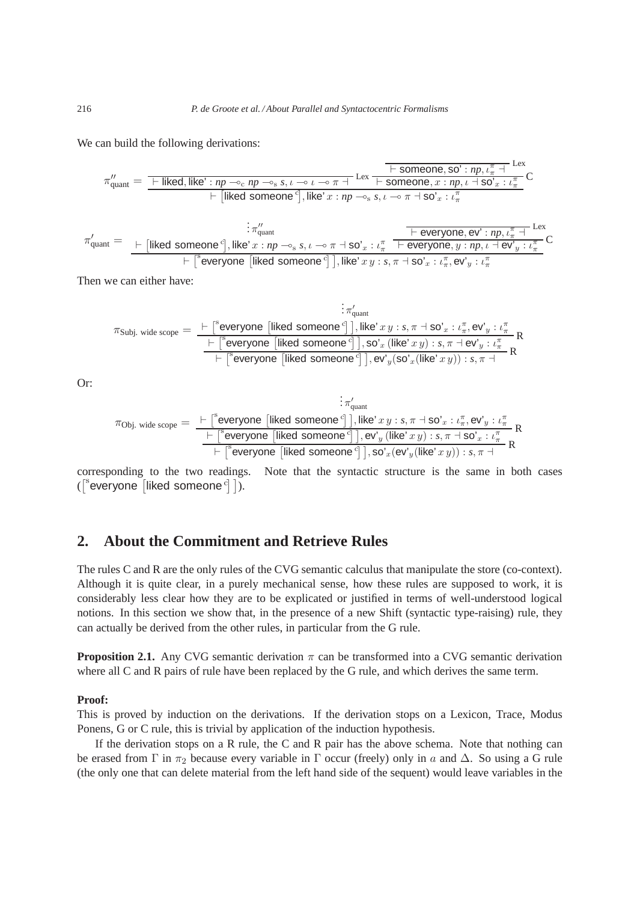We can build the following derivations:

$$\pi''_{\text{quant}} = \dfrac{\dfrac{}{\vdash \mathsf{liked}, \mathsf{like'} : np \multimap_{\mathrm{c}} np \multimap_{\mathrm{s}} s, \iota \multimap \iota \multimap \pi \dashv}\,\text{Lex} \quad \dfrac{\dfrac{}{\vdash \mathsf{someone}, \mathsf{so'} : np, \iota^{\pi}_{\pi} \dashv}\,\text{Lex}}{\vdash \mathsf{someone}, x : np, \iota \dashv \mathsf{so'}_x : \iota^{\pi}_{\pi}}\,\text{C}}{\vdash \left[\mathsf{liked\ someone}^{\,\mathrm{c}}\right], \mathsf{like'}\,x : np \multimap_{\mathrm{s}} s, \iota \multimap \pi \dashv \mathsf{so'}_x : \iota^{\pi}_{\pi}}$$

$$\pi'_{\text{quant}} = \dfrac{\begin{matrix}\vdots\,\pi''_{\text{quant}}\\ \vdash \left[\mathsf{liked\ someone}^{\,\mathrm{c}}\right], \mathsf{like'}\,x : np \multimap_{\mathrm{s}} s, \iota \multimap \pi \dashv \mathsf{so'}_x : \iota^{\pi}_{\pi}\end{matrix} \quad \dfrac{\dfrac{}{\vdash \mathsf{everyone}, \mathsf{ev'} : np, \iota^{\pi}_{\pi} \dashv}\,\text{Lex}}{\vdash \mathsf{everyone}, y : np, \iota \dashv \mathsf{ev'}_y : \iota^{\pi}_{\pi}}\,\text{C}}{\vdash \left[^{\mathrm{s}}\mathsf{everyone}\ \left[\mathsf{liked\ someone}^{\,\mathrm{c}}\right]\right], \mathsf{like'}\,x\,y : s, \pi \dashv \mathsf{so'}_x : \iota^{\pi}_{\pi}, \mathsf{ev'}_y : \iota^{\pi}_{\pi}}$$

Then we can either have:

$$\pi_{\text{Subj. wide scope}} = \dfrac{\dfrac{\begin{matrix}\vdots\,\pi'_{\text{quant}}\\ \vdash \left[^{\mathrm{s}}\mathsf{everyone}\ \left[\mathsf{liked\ someone}^{\,\mathrm{c}}\right]\right], \mathsf{like'}\,x\,y : s, \pi \dashv \mathsf{so'}_x : \iota^{\pi}_{\pi}, \mathsf{ev'}_y : \iota^{\pi}_{\pi}\end{matrix}}{\vdash \left[^{\mathrm{s}}\mathsf{everyone}\ \left[\mathsf{liked\ someone}^{\,\mathrm{c}}\right]\right], \mathsf{so'}_x\,(\mathsf{like'}\,x\,y) : s, \pi \dashv \mathsf{ev'}_y : \iota^{\pi}_{\pi}}\,\text{R}}{\vdash \left[^{\mathrm{s}}\mathsf{everyone}\ \left[\mathsf{liked\ someone}^{\,\mathrm{c}}\right]\right], \mathsf{ev'}_y(\mathsf{so'}_x(\mathsf{like'}\,x\,y)) : s, \pi \dashv}\,\text{R}$$

Or:

$$\pi_{\text{Obj. wide scope}} = \dfrac{\dfrac{\begin{matrix}\vdots\,\pi'_{\text{quant}}\\ \vdash \left[^{\mathrm{s}}\mathsf{everyone}\ \left[\mathsf{liked\ someone}^{\,\mathrm{c}}\right]\right], \mathsf{like'}\,x\,y : s, \pi \dashv \mathsf{so'}_x : \iota^{\pi}_{\pi}, \mathsf{ev'}_y : \iota^{\pi}_{\pi}\end{matrix}}{\vdash \left[^{\mathrm{s}}\mathsf{everyone}\ \left[\mathsf{liked\ someone}^{\,\mathrm{c}}\right]\right], \mathsf{ev'}_y\,(\mathsf{like'}\,x\,y) : s, \pi \dashv \mathsf{so'}_x : \iota^{\pi}_{\pi}}\,\text{R}}{\vdash \left[^{\mathrm{s}}\mathsf{everyone}\ \left[\mathsf{liked\ someone}^{\,\mathrm{c}}\right]\right], \mathsf{so'}_x(\mathsf{ev'}_y(\mathsf{like'}\,x\,y)) : s, \pi \dashv}\,\text{R}$$

corresponding to the two readings. Note that the syntactic structure is the same in both cases ($\left[^{\mathrm{s}}\mathsf{everyone}\ \left[\mathsf{liked\ someone}^{\,\mathrm{c}}\right]\right]$).

## 2. About the Commitment and Retrieve Rules

The rules C and R are the only rules of the CVG semantic calculus that manipulate the store (co-context). Although it is quite clear, in a purely mechanical sense, how these rules are supposed to work, it is considerably less clear how they are to be explicated or justified in terms of well-understood logical notions. In this section we show that, in the presence of a new Shift (syntactic type-raising) rule, they can actually be derived from the other rules, in particular from the G rule.

**Proposition 2.1.** Any CVG semantic derivation $\pi$ can be transformed into a CVG semantic derivation where all C and R pairs of rule have been replaced by the G rule, and which derives the same term.

**Proof:**
This is proved by induction on the derivations. If the derivation stops on a Lexicon, Trace, Modus Ponens, G or C rule, this is trivial by application of the induction hypothesis.

If the derivation stops on a R rule, the C and R pair has the above schema. Note that nothing can be erased from $\Gamma$ in $\pi_2$ because every variable in $\Gamma$ occur (freely) only in $a$ and $\Delta$. So using a G rule (the only one that can delete material from the left hand side of the sequent) would leave variables in the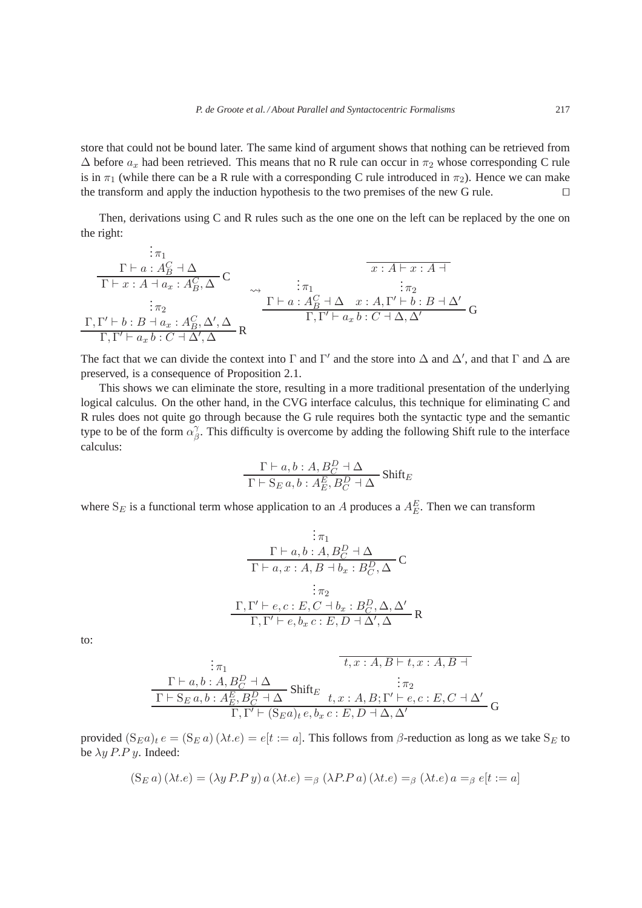store that could not be bound later. The same kind of argument shows that nothing can be retrieved from $\Delta$ before $a_x$ had been retrieved. This means that no R rule can occur in $\pi_2$ whose corresponding C rule is in $\pi_1$ (while there can be a R rule with a corresponding C rule introduced in $\pi_2$). Hence we can make the transform and apply the induction hypothesis to the two premises of the new G rule. $\square$

Then, derivations using C and R rules such as the one one on the left can be replaced by the one on the right:

$$
\dfrac{\dfrac{\dfrac{\dfrac{\vdots\,\pi_1}{\Gamma \vdash a : A_B^C \dashv \Delta}}{\Gamma \vdash x : A \dashv a_x : A_B^C, \Delta}\,\mathrm{C}}{\vdots\,\pi_2 \atop \Gamma, \Gamma' \vdash b : B \dashv a_x : A_B^C, \Delta', \Delta}}{\Gamma, \Gamma' \vdash a_x\, b : C \dashv \Delta', \Delta}\,\mathrm{R}
\quad \rightsquigarrow \quad
\dfrac{\begin{array}{c}\vdots\,\pi_1 \\ \Gamma \vdash a : A_B^C \dashv \Delta\end{array} \quad \begin{array}{c}\overline{x : A \vdash x : A \dashv} \\ \vdots\,\pi_2 \\ x : A, \Gamma' \vdash b : B \dashv \Delta'\end{array}}{\Gamma, \Gamma' \vdash a_x\, b : C \dashv \Delta, \Delta'}\,\mathrm{G}
$$

The fact that we can divide the context into $\Gamma$ and $\Gamma'$ and the store into $\Delta$ and $\Delta'$, and that $\Gamma$ and $\Delta$ are preserved, is a consequence of Proposition 2.1.

This shows we can eliminate the store, resulting in a more traditional presentation of the underlying logical calculus. On the other hand, in the CVG interface calculus, this technique for eliminating C and R rules does not quite go through because the G rule requires both the syntactic type and the semantic type to be of the form $\alpha_\beta^\gamma$. This difficulty is overcome by adding the following Shift rule to the interface calculus:

$$
\dfrac{\Gamma \vdash a, b : A, B_C^D \dashv \Delta}{\Gamma \vdash \mathrm{S}_E\, a, b : A_E^E, B_C^D \dashv \Delta}\,\mathrm{Shift}_E
$$

where $\mathrm{S}_E$ is a functional term whose application to an $A$ produces a $A_E^E$. Then we can transform

$$
\dfrac{\dfrac{\dfrac{\vdots\,\pi_1}{\Gamma \vdash a, b : A, B_C^D \dashv \Delta}}{\Gamma \vdash a, x : A, B \dashv b_x : B_C^D, \Delta}\,\mathrm{C} \quad \atop \vdots\,\pi_2 \atop \Gamma, \Gamma' \vdash e, c : E, C \dashv b_x : B_C^D, \Delta, \Delta'}{\Gamma, \Gamma' \vdash e, b_x\, c : E, D \dashv \Delta', \Delta}\,\mathrm{R}
$$

to:

$$
\dfrac{\dfrac{\begin{array}{c}\vdots\,\pi_1 \\ \Gamma \vdash a, b : A, B_C^D \dashv \Delta\end{array}}{\Gamma \vdash \mathrm{S}_E\, a, b : A_E^E, B_C^D \dashv \Delta}\,\mathrm{Shift}_E \quad \begin{array}{c}\overline{t, x : A, B \vdash t, x : A, B \dashv} \\ \vdots\,\pi_2 \\ t, x : A, B; \Gamma' \vdash e, c : E, C \dashv \Delta'\end{array}}{\Gamma, \Gamma' \vdash (\mathrm{S}_E a)_t\, e, b_x\, c : E, D \dashv \Delta, \Delta'}\,\mathrm{G}
$$

provided $(\mathrm{S}_E a)_t\, e = (\mathrm{S}_E\, a)\,(\lambda t.e) = e[t := a]$. This follows from $\beta$-reduction as long as we take $\mathrm{S}_E$ to be $\lambda y\, P.P\, y$. Indeed:

$$
(\mathrm{S}_E\, a)\,(\lambda t.e) = (\lambda y\, P.P\, y)\, a\,(\lambda t.e) =_\beta (\lambda P.P\, a)\,(\lambda t.e) =_\beta (\lambda t.e)\, a =_\beta e[t := a]
$$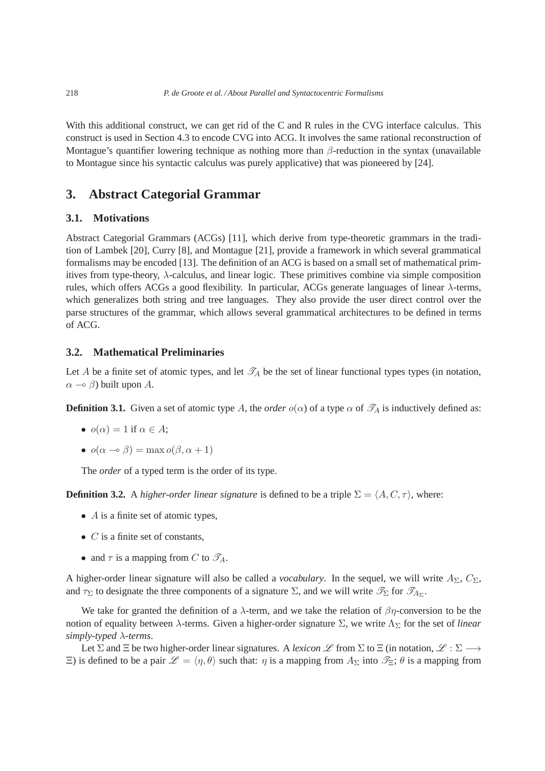With this additional construct, we can get rid of the C and R rules in the CVG interface calculus. This construct is used in Section 4.3 to encode CVG into ACG. It involves the same rational reconstruction of Montague's quantifier lowering technique as nothing more than $\beta$-reduction in the syntax (unavailable to Montague since his syntactic calculus was purely applicative) that was pioneered by [24].

## 3. Abstract Categorial Grammar

### 3.1. Motivations

Abstract Categorial Grammars (ACGs) [11], which derive from type-theoretic grammars in the tradition of Lambek [20], Curry [8], and Montague [21], provide a framework in which several grammatical formalisms may be encoded [13]. The definition of an ACG is based on a small set of mathematical primitives from type-theory, $\lambda$-calculus, and linear logic. These primitives combine via simple composition rules, which offers ACGs a good flexibility. In particular, ACGs generate languages of linear $\lambda$-terms, which generalizes both string and tree languages. They also provide the user direct control over the parse structures of the grammar, which allows several grammatical architectures to be defined in terms of ACG.

### 3.2. Mathematical Preliminaries

Let $A$ be a finite set of atomic types, and let $\mathscr{T}_A$ be the set of linear functional types types (in notation, $\alpha \multimap \beta$) built upon $A$.

**Definition 3.1.** Given a set of atomic type $A$, the *order* $o(\alpha)$ of a type $\alpha$ of $\mathscr{T}_A$ is inductively defined as:

- $o(\alpha) = 1$ if $\alpha \in A$;
- $o(\alpha \multimap \beta) = \max o(\beta, \alpha + 1)$

The *order* of a typed term is the order of its type.

**Definition 3.2.** A *higher-order linear signature* is defined to be a triple $\Sigma = \langle A, C, \tau \rangle$, where:

- $A$ is a finite set of atomic types,
- $C$ is a finite set of constants,
- and $\tau$ is a mapping from $C$ to $\mathscr{T}_A$.

A higher-order linear signature will also be called a *vocabulary*. In the sequel, we will write $A_\Sigma$, $C_\Sigma$, and $\tau_\Sigma$ to designate the three components of a signature $\Sigma$, and we will write $\mathscr{T}_\Sigma$ for $\mathscr{T}_{A_\Sigma}$.

We take for granted the definition of a $\lambda$-term, and we take the relation of $\beta\eta$-conversion to be the notion of equality between $\lambda$-terms. Given a higher-order signature $\Sigma$, we write $\Lambda_\Sigma$ for the set of *linear simply-typed $\lambda$-terms*.

Let $\Sigma$ and $\Xi$ be two higher-order linear signatures. A *lexicon* $\mathscr{L}$ from $\Sigma$ to $\Xi$ (in notation, $\mathscr{L} : \Sigma \longrightarrow \Xi$) is defined to be a pair $\mathscr{L} = \langle \eta, \theta \rangle$ such that: $\eta$ is a mapping from $A_\Sigma$ into $\mathscr{T}_\Xi$; $\theta$ is a mapping from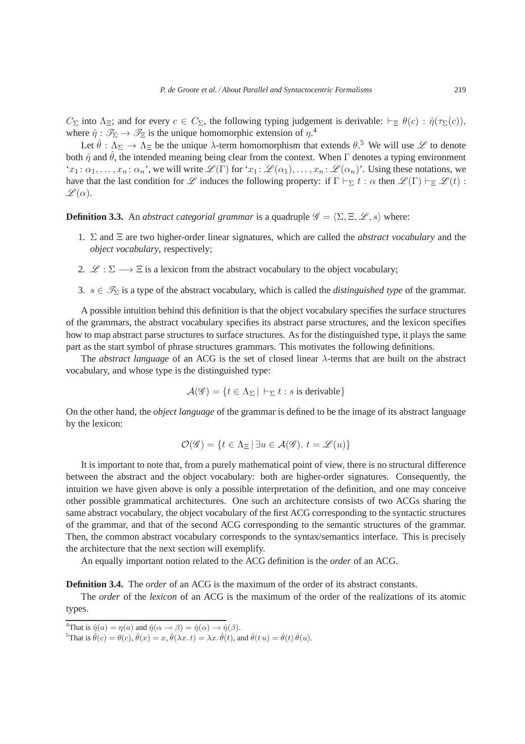$C_\Sigma$ into $\Lambda_\Xi$; and for every $c \in C_\Sigma$, the following typing judgement is derivable: $\vdash_\Xi \theta(c) : \hat{\eta}(\tau_\Sigma(c))$, where $\hat{\eta} : \mathscr{T}_\Sigma \to \mathscr{T}_\Xi$ is the unique homomorphic extension of $\eta$.[4]

Let $\hat{\theta} : \Lambda_\Sigma \to \Lambda_\Xi$ be the unique $\lambda$-term homomorphism that extends $\theta$.[5] We will use $\mathscr{L}$ to denote both $\hat{\eta}$ and $\hat{\theta}$, the intended meaning being clear from the context. When $\Gamma$ denotes a typing environment '$x_1 : \alpha_1, \ldots, x_n : \alpha_n$', we will write $\mathscr{L}(\Gamma)$ for '$x_1 : \mathscr{L}(\alpha_1), \ldots, x_n : \mathscr{L}(\alpha_n)$'. Using these notations, we have that the last condition for $\mathscr{L}$ induces the following property: if $\Gamma \vdash_\Sigma t : \alpha$ then $\mathscr{L}(\Gamma) \vdash_\Xi \mathscr{L}(t) : \mathscr{L}(\alpha)$.

**Definition 3.3.** An *abstract categorial grammar* is a quadruple $\mathscr{G} = \langle \Sigma, \Xi, \mathscr{L}, s \rangle$ where:

1. $\Sigma$ and $\Xi$ are two higher-order linear signatures, which are called the *abstract vocabulary* and the *object vocabulary*, respectively;
2. $\mathscr{L} : \Sigma \longrightarrow \Xi$ is a lexicon from the abstract vocabulary to the object vocabulary;
3. $s \in \mathscr{T}_\Sigma$ is a type of the abstract vocabulary, which is called the *distinguished type* of the grammar.

A possible intuition behind this definition is that the object vocabulary specifies the surface structures of the grammars, the abstract vocabulary specifies its abstract parse structures, and the lexicon specifies how to map abstract parse structures to surface structures. As for the distinguished type, it plays the same part as the start symbol of phrase structures grammars. This motivates the following definitions.

The *abstract language* of an ACG is the set of closed linear $\lambda$-terms that are built on the abstract vocabulary, and whose type is the distinguished type:

$$\mathcal{A}(\mathscr{G}) = \{t \in \Lambda_\Sigma \mid \vdash_\Sigma t : s \text{ is derivable}\}$$

On the other hand, the *object language* of the grammar is defined to be the image of its abstract language by the lexicon:

$$\mathcal{O}(\mathscr{G}) = \{t \in \Lambda_\Xi \mid \exists u \in \mathcal{A}(\mathscr{G}).\ t = \mathscr{L}(u)\}$$

It is important to note that, from a purely mathematical point of view, there is no structural difference between the abstract and the object vocabulary: both are higher-order signatures. Consequently, the intuition we have given above is only a possible interpretation of the definition, and one may conceive other possible grammatical architectures. One such an architecture consists of two ACGs sharing the same abstract vocabulary, the object vocabulary of the first ACG corresponding to the syntactic structures of the grammar, and that of the second ACG corresponding to the semantic structures of the grammar. Then, the common abstract vocabulary corresponds to the syntax/semantics interface. This is precisely the architecture that the next section will exemplify.

An equally important notion related to the ACG definition is the *order* of an ACG.

**Definition 3.4.** The *order* of an ACG is the maximum of the order of its abstract constants.

The *order* of the *lexicon* of an ACG is the maximum of the order of the realizations of its atomic types.

---

[4] That is $\hat{\eta}(a) = \eta(a)$ and $\hat{\eta}(\alpha \multimap \beta) = \hat{\eta}(\alpha) \multimap \hat{\eta}(\beta)$.

[5] That is $\hat{\theta}(c) = \theta(c)$, $\hat{\theta}(x) = x$, $\hat{\theta}(\lambda x.\, t) = \lambda x.\, \hat{\theta}(t)$, and $\hat{\theta}(t\, u) = \hat{\theta}(t)\, \hat{\theta}(u)$.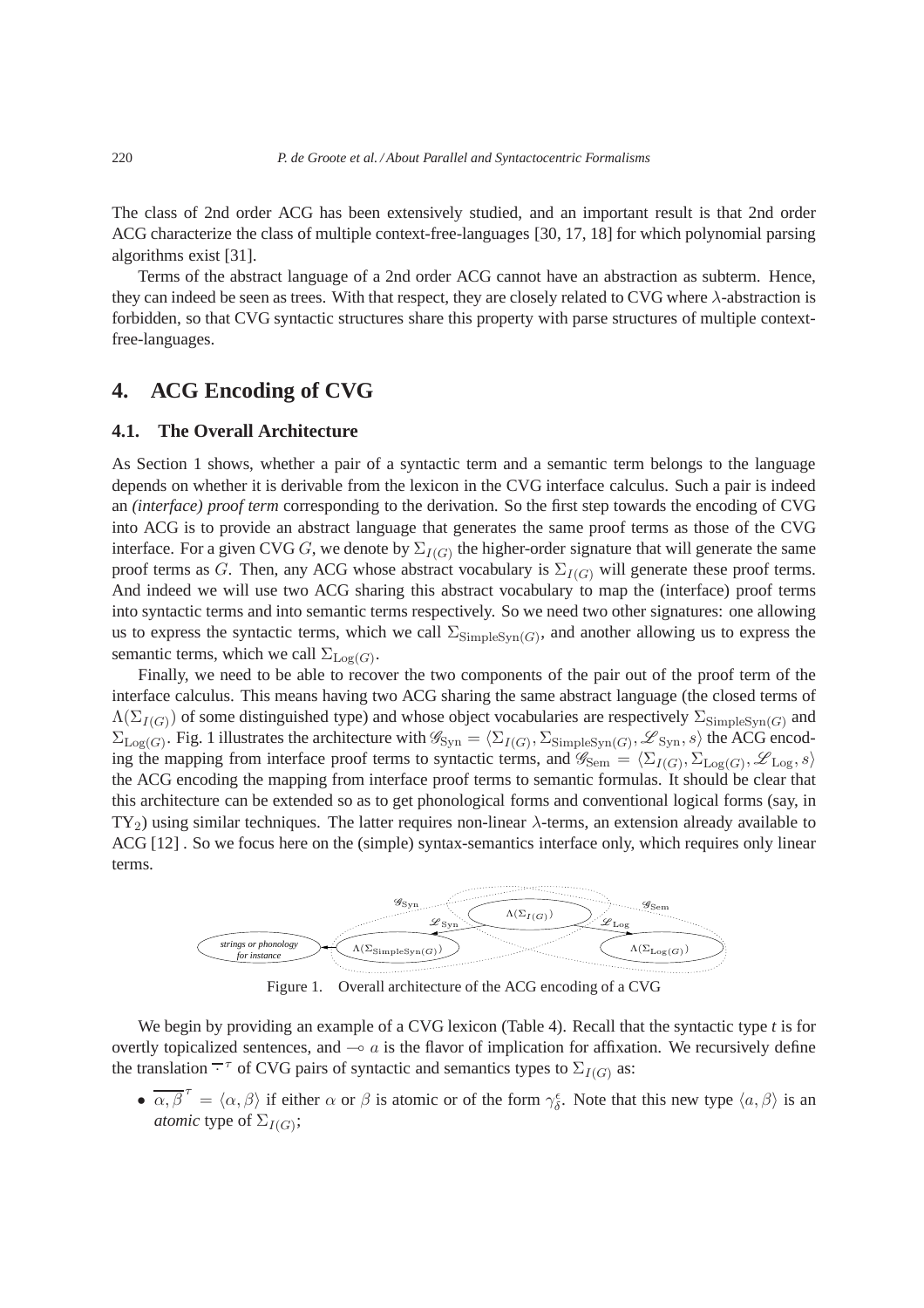The class of 2nd order ACG has been extensively studied, and an important result is that 2nd order ACG characterize the class of multiple context-free-languages [30, 17, 18] for which polynomial parsing algorithms exist [31].

Terms of the abstract language of a 2nd order ACG cannot have an abstraction as subterm. Hence, they can indeed be seen as trees. With that respect, they are closely related to CVG where $\lambda$-abstraction is forbidden, so that CVG syntactic structures share this property with parse structures of multiple context-free-languages.

## 4. ACG Encoding of CVG

### 4.1. The Overall Architecture

As Section 1 shows, whether a pair of a syntactic term and a semantic term belongs to the language depends on whether it is derivable from the lexicon in the CVG interface calculus. Such a pair is indeed an *(interface) proof term* corresponding to the derivation. So the first step towards the encoding of CVG into ACG is to provide an abstract language that generates the same proof terms as those of the CVG interface. For a given CVG $G$, we denote by $\Sigma_{I(G)}$ the higher-order signature that will generate the same proof terms as $G$. Then, any ACG whose abstract vocabulary is $\Sigma_{I(G)}$ will generate these proof terms. And indeed we will use two ACG sharing this abstract vocabulary to map the (interface) proof terms into syntactic terms and into semantic terms respectively. So we need two other signatures: one allowing us to express the syntactic terms, which we call $\Sigma_{\mathrm{SimpleSyn}(G)}$, and another allowing us to express the semantic terms, which we call $\Sigma_{\mathrm{Log}(G)}$.

Finally, we need to be able to recover the two components of the pair out of the proof term of the interface calculus. This means having two ACG sharing the same abstract language (the closed terms of $\Lambda(\Sigma_{I(G)})$ of some distinguished type) and whose object vocabularies are respectively $\Sigma_{\mathrm{SimpleSyn}(G)}$ and $\Sigma_{\mathrm{Log}(G)}$. Fig. 1 illustrates the architecture with $\mathscr{G}_{\mathrm{Syn}} = \langle \Sigma_{I(G)}, \Sigma_{\mathrm{SimpleSyn}(G)}, \mathscr{L}_{\mathrm{Syn}}, s\rangle$ the ACG encoding the mapping from interface proof terms to syntactic terms, and $\mathscr{G}_{\mathrm{Sem}} = \langle \Sigma_{I(G)}, \Sigma_{\mathrm{Log}(G)}, \mathscr{L}_{\mathrm{Log}}, s\rangle$ the ACG encoding the mapping from interface proof terms to semantic formulas. It should be clear that this architecture can be extended so as to get phonological forms and conventional logical forms (say, in $\mathrm{TY}_2$) using similar techniques. The latter requires non-linear $\lambda$-terms, an extension already available to ACG [12] . So we focus here on the (simple) syntax-semantics interface only, which requires only linear terms.

Figure 1. Overall architecture of the ACG encoding of a CVG

We begin by providing an example of a CVG lexicon (Table 4). Recall that the syntactic type *t* is for overtly topicalized sentences, and $\multimap_a$ is the flavor of implication for affixation. We recursively define the translation $\overline{\cdot}^{\tau}$ of CVG pairs of syntactic and semantics types to $\Sigma_{I(G)}$ as:

- $\overline{\alpha, \beta}^{\tau} = \langle \alpha, \beta\rangle$ if either $\alpha$ or $\beta$ is atomic or of the form $\gamma_{\delta}^{\epsilon}$. Note that this new type $\langle a, \beta\rangle$ is an *atomic* type of $\Sigma_{I(G)}$;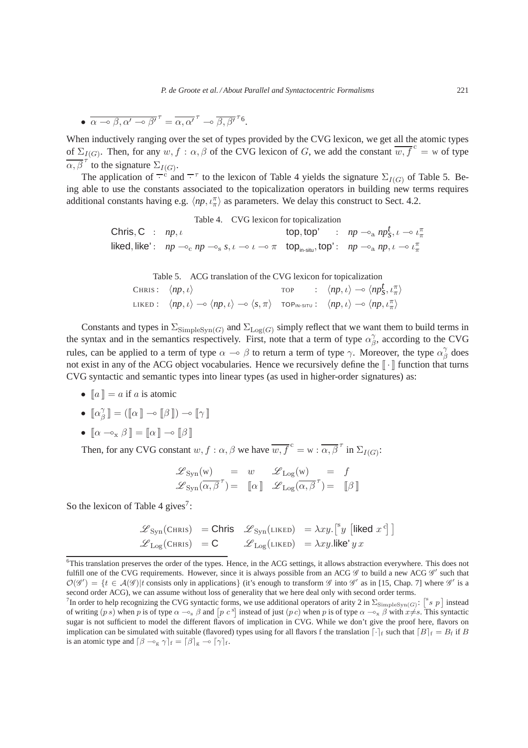- $\overline{\alpha \multimap \beta, \alpha' \multimap \beta'}^{\tau} = \overline{\alpha, \alpha'}^{\tau} \multimap \overline{\beta, \beta'}^{\tau}$[6].

When inductively ranging over the set of types provided by the CVG lexicon, we get all the atomic types of $\Sigma_{I(G)}$. Then, for any $w, f : \alpha, \beta$ of the CVG lexicon of $G$, we add the constant $\overline{w, f}^{c} = \mathrm{w}$ of type $\overline{\alpha, \beta}^{\tau}$ to the signature $\Sigma_{I(G)}$.

The application of $\overline{\cdot}^{c}$ and $\overline{\cdot}^{\tau}$ to the lexicon of Table 4 yields the signature $\Sigma_{I(G)}$ of Table 5. Being able to use the constants associated to the topicalization operators in building new terms requires additional constants having e.g. $\langle np, \iota^{\pi}_{\pi} \rangle$ as parameters. We delay this construct to Sect. 4.2.

Table 4. CVG lexicon for topicalization

| | | | |
|---|---|---|---|
| $\mathsf{Chris}, \mathsf{C}$ : | $np, \iota$ | $\mathsf{top}, \mathsf{top'}$ : | $np \multimap_{\mathrm{a}} np^{t}_{S}, \iota \multimap \iota^{\pi}_{\pi}$ |
| $\mathsf{liked}, \mathsf{like'}$ : | $np \multimap_{\mathrm{c}} np \multimap_{\mathrm{s}} s, \iota \multimap \iota \multimap \pi$ | $\mathsf{top}_{\text{in-situ}}, \mathsf{top'}$ : | $np \multimap_{\mathrm{a}} np, \iota \multimap \iota^{\pi}_{\pi}$ |

Table 5. ACG translation of the CVG lexicon for topicalization

| | | | |
|---|---|---|---|
| CHRIS : | $\langle np, \iota \rangle$ | TOP : | $\langle np, \iota \rangle \multimap \langle np^{t}_{S}, \iota^{\pi}_{\pi} \rangle$ |
| LIKED : | $\langle np, \iota \rangle \multimap \langle np, \iota \rangle \multimap \langle s, \pi \rangle$ | TOP$_{\text{IN-SITU}}$ : | $\langle np, \iota \rangle \multimap \langle np, \iota^{\pi}_{\pi} \rangle$ |

Constants and types in $\Sigma_{\mathrm{SimpleSyn}(G)}$ and $\Sigma_{\mathrm{Log}(G)}$ simply reflect that we want them to build terms in the syntax and in the semantics respectively. First, note that a term of type $\alpha^{\gamma}_{\beta}$, according to the CVG rules, can be applied to a term of type $\alpha \multimap \beta$ to return a term of type $\gamma$. Moreover, the type $\alpha^{\gamma}_{\beta}$ does not exist in any of the ACG object vocabularies. Hence we recursively define the $[\![\cdot]\!]$ function that turns CVG syntactic and semantic types into linear types (as used in higher-order signatures) as:

- $[\![a]\!] = a$ if $a$ is atomic
- $[\![\alpha^{\gamma}_{\beta}]\!] = ([\![\alpha]\!] \multimap [\![\beta]\!]) \multimap [\![\gamma]\!]$
- $[\![\alpha \multimap_{\mathrm{x}} \beta]\!] = [\![\alpha]\!] \multimap [\![\beta]\!]$

Then, for any CVG constant $w, f : \alpha, \beta$ we have $\overline{w, f}^{c} = \mathrm{w} : \overline{\alpha, \beta}^{\tau}$ in $\Sigma_{I(G)}$:

$$\begin{array}{llll} \mathscr{L}_{\mathrm{Syn}}(\mathrm{w}) = w & & \mathscr{L}_{\mathrm{Log}}(\mathrm{w}) = f \\ \mathscr{L}_{\mathrm{Syn}}(\overline{\alpha, \beta}^{\tau}) = [\![\alpha]\!] & & \mathscr{L}_{\mathrm{Log}}(\overline{\alpha, \beta}^{\tau}) = [\![\beta]\!] \end{array}$$

So the lexicon of Table 4 gives[7]:

$$\begin{array}{llll} \mathscr{L}_{\mathrm{Syn}}(\textsc{Chris}) = \mathsf{Chris} & & \mathscr{L}_{\mathrm{Syn}}(\textsc{liked}) = \lambda xy.\left[^{\mathrm{s}} y \left[\mathsf{liked}\ x^{\mathrm{c}}\right]\right] \\ \mathscr{L}_{\mathrm{Log}}(\textsc{Chris}) = \mathsf{C} & & \mathscr{L}_{\mathrm{Log}}(\textsc{liked}) = \lambda xy.\mathsf{like'}\, y\, x \end{array}$$

---

[6] This translation preserves the order of the types. Hence, in the ACG settings, it allows abstraction everywhere. This does not fulfill one of the CVG requirements. However, since it is always possible from an ACG $\mathscr{G}$ to build a new ACG $\mathscr{G}'$ such that $\mathcal{O}(\mathscr{G}') = \{t \in \mathcal{A}(\mathscr{G}) | t$ consists only in applications$\}$ (it's enough to transform $\mathscr{G}$ into $\mathscr{G}'$ as in [15, Chap. 7] where $\mathscr{G}'$ is a second order ACG), we can assume without loss of generality that we here deal only with second order terms.

[7] In order to help recognizing the CVG syntactic forms, we use additional operators of arity 2 in $\Sigma_{\mathrm{SimpleSyn}(G)}$: $\left[^{\mathrm{s}} s\ p\right]$ instead of writing $(p\, s)$ when $p$ is of type $\alpha \multimap_{\mathrm{s}} \beta$ and $\left[p\ c^{\mathrm{x}}\right]$ instead of just $(p\, c)$ when $p$ is of type $\alpha \multimap_{\mathrm{x}} \beta$ with $x \neq s$. This syntactic sugar is not sufficient to model the different flavors of implication in CVG. While we don't give the proof here, flavors on implication can be simulated with suitable (flavored) types using for all flavors f the translation $\lceil \cdot \rceil_{\mathrm{f}}$ such that $\lceil B \rceil_{\mathrm{f}} = B_{\mathrm{f}}$ if $B$ is an atomic type and $\lceil \beta \multimap_{\mathrm{g}} \gamma \rceil_{\mathrm{f}} = \lceil \beta \rceil_{\mathrm{g}} \multimap \lceil \gamma \rceil_{\mathrm{f}}$.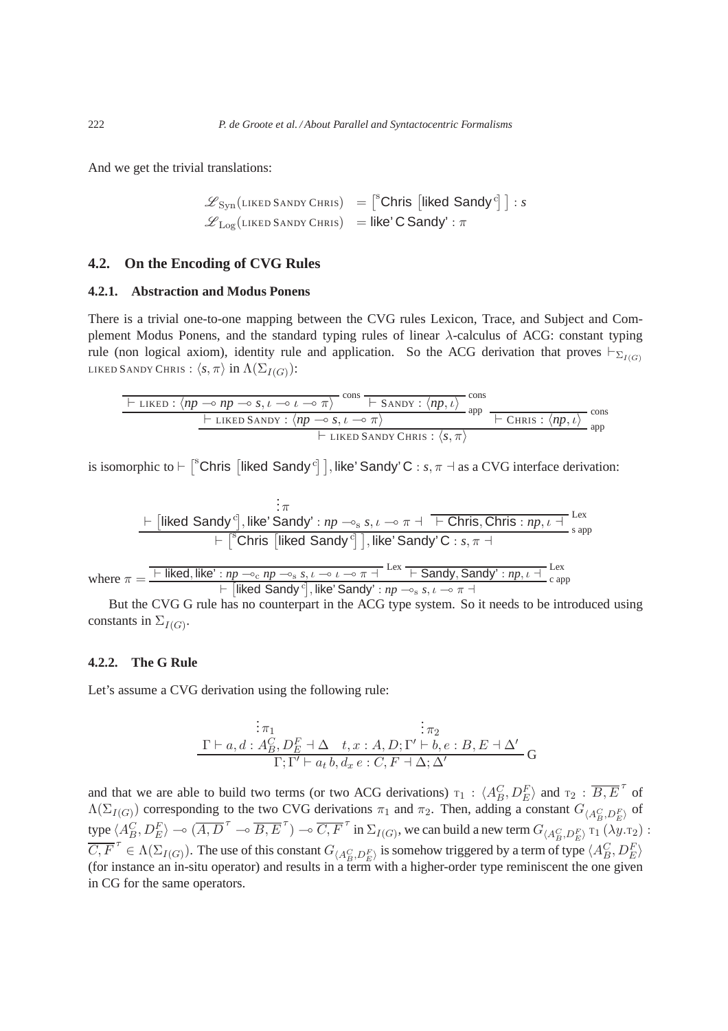And we get the trivial translations:

$$\mathscr{L}_{\mathrm{Syn}}(\textsc{liked Sandy Chris}) = [^{\mathrm{s}}\mathsf{Chris}\ [\mathsf{liked\ Sandy}^{\mathrm{c}}]\ ] : s$$
$$\mathscr{L}_{\mathrm{Log}}(\textsc{liked Sandy Chris}) = \mathsf{like'\ C\ Sandy'} : \pi$$

## 4.2. On the Encoding of CVG Rules

### 4.2.1. Abstraction and Modus Ponens

There is a trivial one-to-one mapping between the CVG rules Lexicon, Trace, and Subject and Complement Modus Ponens, and the standard typing rules of linear $\lambda$-calculus of ACG: constant typing rule (non logical axiom), identity rule and application. So the ACG derivation that proves $\vdash_{\Sigma_{I(G)}}$ $\textsc{liked Sandy Chris} : \langle s, \pi \rangle$ in $\Lambda(\Sigma_{I(G)})$:

$$\dfrac{\dfrac{\dfrac{}{\vdash \textsc{liked} : \langle np \multimap np \multimap s, \iota \multimap \iota \multimap \pi \rangle}\text{cons} \quad \dfrac{}{\vdash \textsc{Sandy} : \langle np, \iota \rangle}\text{cons}}{\vdash \textsc{liked Sandy} : \langle np \multimap s, \iota \multimap \pi \rangle}\text{app} \quad \dfrac{}{\vdash \textsc{Chris} : \langle np, \iota \rangle}\text{cons}}{\vdash \textsc{liked Sandy Chris} : \langle s, \pi \rangle}\text{app}$$

is isomorphic to $\vdash [^{\mathrm{s}}\mathsf{Chris}\ [\mathsf{liked\ Sandy}^{\mathrm{c}}]\ ], \mathsf{like'\ Sandy'\ C} : s, \pi \dashv$ as a CVG interface derivation:

$$\dfrac{\dfrac{\vdots\,\pi}{\vdash [\mathsf{liked\ Sandy}^{\mathrm{c}}], \mathsf{like'\ Sandy'} : np \multimap_{\mathrm{s}} s, \iota \multimap \pi \dashv} \quad \dfrac{}{\vdash \mathsf{Chris}, \mathsf{Chris} : np, \iota \dashv}\text{Lex}}{\vdash [^{\mathrm{s}}\mathsf{Chris}\ [\mathsf{liked\ Sandy}^{\mathrm{c}}]\ ], \mathsf{like'\ Sandy'\ C} : s, \pi \dashv}\text{s app}$$

where $\pi = \dfrac{\dfrac{}{\vdash \mathsf{liked}, \mathsf{like'} : np \multimap_{\mathrm{c}} np \multimap_{\mathrm{s}} s, \iota \multimap \iota \multimap \pi \dashv}\text{Lex} \quad \dfrac{}{\vdash \mathsf{Sandy}, \mathsf{Sandy'} : np, \iota \dashv}\text{Lex}}{\vdash [\mathsf{liked\ Sandy}^{\mathrm{c}}], \mathsf{like'\ Sandy'} : np \multimap_{\mathrm{s}} s, \iota \multimap \pi \dashv}\text{c app}$

But the CVG G rule has no counterpart in the ACG type system. So it needs to be introduced using constants in $\Sigma_{I(G)}$.

### 4.2.2. The G Rule

Let's assume a CVG derivation using the following rule:

$$\dfrac{\dfrac{\vdots\,\pi_1}{\Gamma \vdash a, d : A^C_B, D^F_E \dashv \Delta} \quad \dfrac{\vdots\,\pi_2}{t, x : A, D; \Gamma' \vdash b, e : B, E \dashv \Delta'}}{\Gamma; \Gamma' \vdash a_t\, b, d_x\, e : C, F \dashv \Delta; \Delta'}\text{G}$$

and that we are able to build two terms (or two ACG derivations) $\tau_1 : \langle A^C_B, D^F_E \rangle$ and $\tau_2 : \overline{B, E}^{\tau}$ of $\Lambda(\Sigma_{I(G)})$ corresponding to the two CVG derivations $\pi_1$ and $\pi_2$. Then, adding a constant $G_{\langle A^C_B, D^F_E \rangle}$ of type $\langle A^C_B, D^F_E \rangle \multimap (\overline{A, D}^{\tau} \multimap \overline{B, E}^{\tau}) \multimap \overline{C, F}^{\tau}$ in $\Sigma_{I(G)}$, we can build a new term $G_{\langle A^C_B, D^F_E \rangle}\ \tau_1\ (\lambda y.\tau_2) : \overline{C, F}^{\tau} \in \Lambda(\Sigma_{I(G)})$. The use of this constant $G_{\langle A^C_B, D^F_E \rangle}$ is somehow triggered by a term of type $\langle A^C_B, D^F_E \rangle$ (for instance an in-situ operator) and results in a term with a higher-order type reminiscent the one given in CG for the same operators.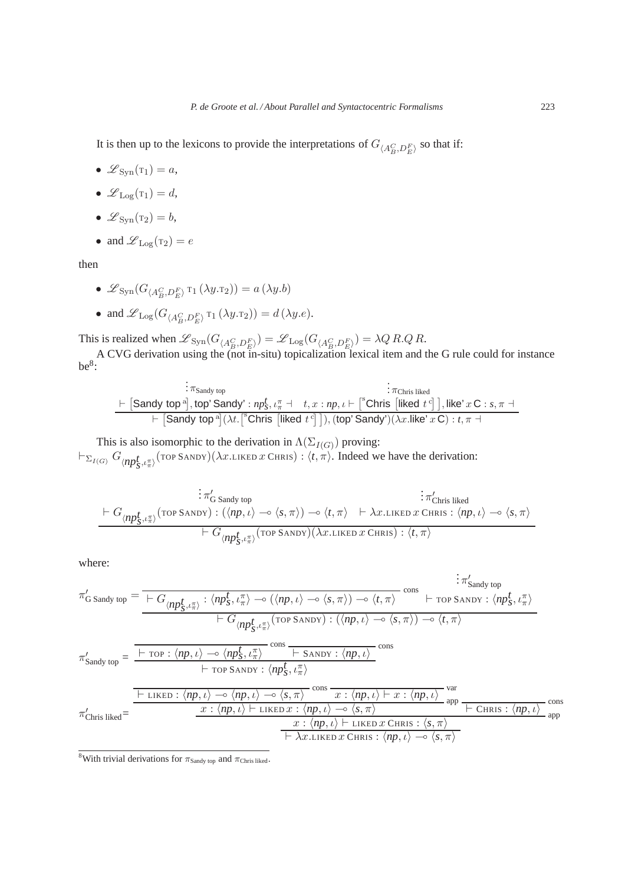It is then up to the lexicons to provide the interpretations of $G_{\langle A^C_B, D^F_E\rangle}$ so that if:

- $\mathscr{L}_{\mathrm{Syn}}(\mathrm{T}_1) = a$,
- $\mathscr{L}_{\mathrm{Log}}(\mathrm{T}_1) = d$,
- $\mathscr{L}_{\mathrm{Syn}}(\mathrm{T}_2) = b$,
- and $\mathscr{L}_{\mathrm{Log}}(\mathrm{T}_2) = e$

then

- $\mathscr{L}_{\mathrm{Syn}}(G_{\langle A^C_B, D^F_E\rangle}\ \mathrm{T}_1\ (\lambda y.\mathrm{T}_2)) = a\ (\lambda y.b)$
- and $\mathscr{L}_{\mathrm{Log}}(G_{\langle A^C_B, D^F_E\rangle}\ \mathrm{T}_1\ (\lambda y.\mathrm{T}_2)) = d\ (\lambda y.e)$.

This is realized when $\mathscr{L}_{\mathrm{Syn}}(G_{\langle A^C_B, D^F_E\rangle}) = \mathscr{L}_{\mathrm{Log}}(G_{\langle A^C_B, D^F_E\rangle}) = \lambda Q\,R.Q\,R$.

A CVG derivation using the (not in-situ) topicalization lexical item and the G rule could for instance be[8]:

$$\dfrac{\dfrac{\vdots\,\pi_{\text{Sandy top}}}{\vdash \left[\mathsf{Sandy\ top}^{\,a}\right], \mathsf{top'\ Sandy'} : np^t_S, \iota^\pi_\pi \dashv} \qquad \dfrac{\vdots\,\pi_{\text{Chris liked}}}{t, x : np, \iota \vdash \left[{}^{s}\mathsf{Chris}\ \left[\mathsf{liked}\ t^{\,c}\right]\right], \mathsf{like'}\ x\ \mathsf{C} : s, \pi \dashv}}{\vdash \left[\mathsf{Sandy\ top}^{\,a}\right](\lambda t.\left[{}^{s}\mathsf{Chris}\ \left[\mathsf{liked}\ t^{\,c}\right]\right]), (\mathsf{top'\ Sandy'})(\lambda x.\mathsf{like'}\ x\ \mathsf{C}) : t, \pi \dashv}$$

This is also isomorphic to the derivation in $\Lambda(\Sigma_{I(G)})$ proving:
$\vdash_{\Sigma_{I(G)}} G_{\langle np^t_S, \iota^\pi_\pi\rangle}(\textsc{top Sandy})(\lambda x.\textsc{liked}\ x\ \textsc{Chris}) : \langle t, \pi\rangle$. Indeed we have the derivation:

$$\dfrac{\dfrac{\vdots\,\pi'_{\text{G Sandy top}}}{\vdash G_{\langle np^t_S, \iota^\pi_\pi\rangle}(\textsc{top Sandy}) : (\langle np, \iota\rangle \multimap \langle s, \pi\rangle) \multimap \langle t, \pi\rangle} \qquad \dfrac{\vdots\,\pi'_{\text{Chris liked}}}{\vdash \lambda x.\textsc{liked}\ x\ \textsc{Chris} : \langle np, \iota\rangle \multimap \langle s, \pi\rangle}}{\vdash G_{\langle np^t_S, \iota^\pi_\pi\rangle}(\textsc{top Sandy})(\lambda x.\textsc{liked}\ x\ \textsc{Chris}) : \langle t, \pi\rangle}$$

where:

$$\pi'_{\text{G Sandy top}} = \dfrac{\dfrac{}{\vdash G_{\langle np^t_S, \iota^\pi_\pi\rangle} : \langle np^t_S, \iota^\pi_\pi\rangle \multimap ((\langle np, \iota\rangle \multimap \langle s, \pi\rangle) \multimap \langle t, \pi\rangle)}\,\text{cons} \qquad \dfrac{\vdots\,\pi'_{\text{Sandy top}}}{\vdash \textsc{top Sandy} : \langle np^t_S, \iota^\pi_\pi\rangle}}{\vdash G_{\langle np^t_S, \iota^\pi_\pi\rangle}(\textsc{top Sandy}) : (\langle np, \iota\rangle \multimap \langle s, \pi\rangle) \multimap \langle t, \pi\rangle}$$

$$\pi'_{\text{Sandy top}} = \dfrac{\dfrac{}{\vdash \textsc{top} : \langle np, \iota\rangle \multimap \langle np^t_S, \iota^\pi_\pi\rangle}\,\text{cons} \qquad \dfrac{}{\vdash \textsc{Sandy} : \langle np, \iota\rangle}\,\text{cons}}{\vdash \textsc{top Sandy} : \langle np^t_S, \iota^\pi_\pi\rangle}$$

$$\pi'_{\text{Chris liked}} = \dfrac{\dfrac{\dfrac{\dfrac{}{\vdash \textsc{liked} : \langle np, \iota\rangle \multimap \langle np, \iota\rangle \multimap \langle s, \pi\rangle}\,\text{cons} \qquad \dfrac{}{x : \langle np, \iota\rangle \vdash x : \langle np, \iota\rangle}\,\text{var}}{x : \langle np, \iota\rangle \vdash \textsc{liked}\ x : \langle np, \iota\rangle \multimap \langle s, \pi\rangle}\,\text{app} \qquad \dfrac{}{\vdash \textsc{Chris} : \langle np, \iota\rangle}\,\text{cons}}{x : \langle np, \iota\rangle \vdash \textsc{liked}\ x\ \textsc{Chris} : \langle s, \pi\rangle}\,\text{app}}{\vdash \lambda x.\textsc{liked}\ x\ \textsc{Chris} : \langle np, \iota\rangle \multimap \langle s, \pi\rangle}$$

---

[8] With trivial derivations for $\pi_{\text{Sandy top}}$ and $\pi_{\text{Chris liked}}$.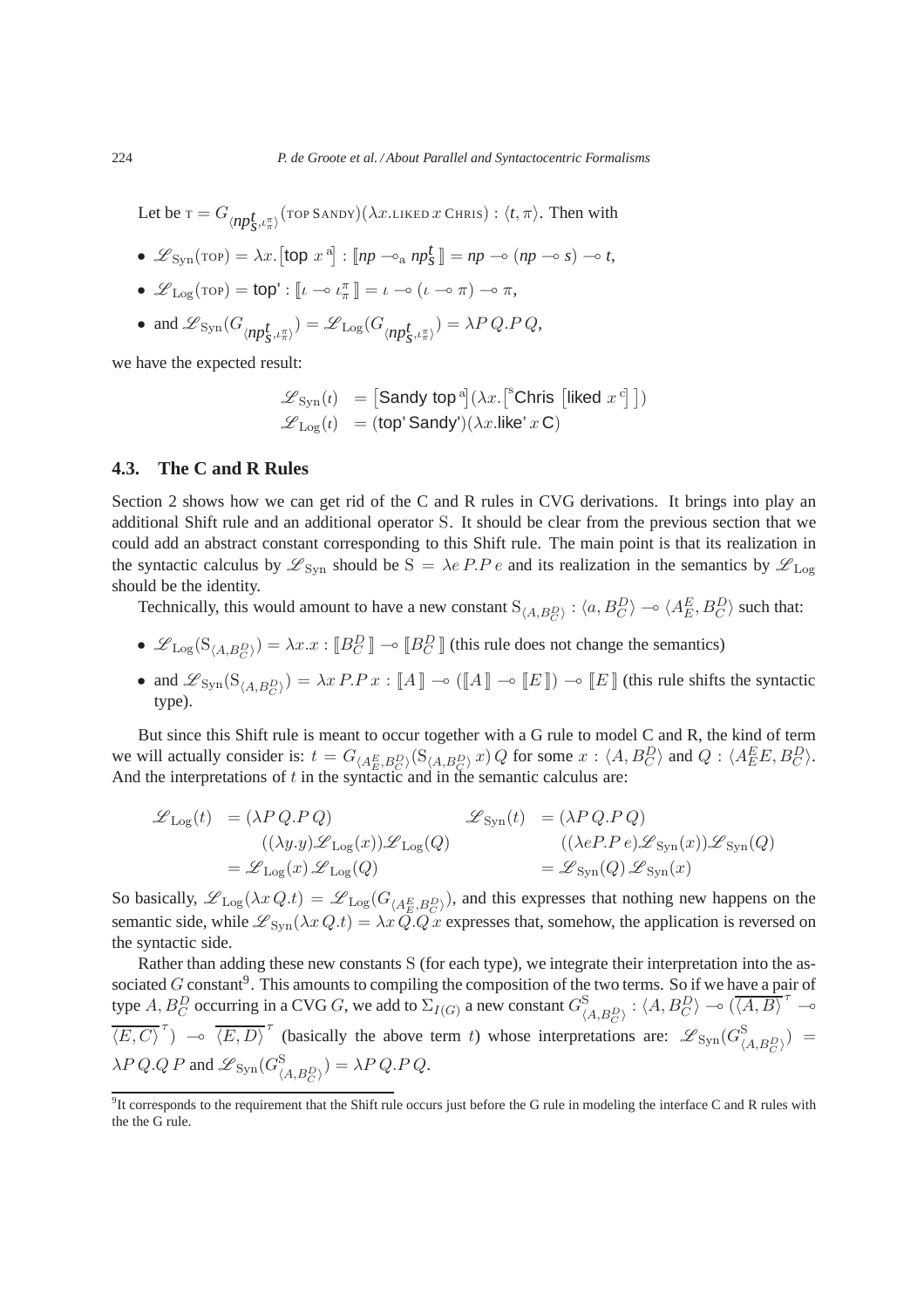Let be $\text{T} = G_{\langle \boldsymbol{np}^{\boldsymbol{t}}_{\boldsymbol{S}}, \iota^{\pi}_{\pi} \rangle}(\text{TOP SANDY})(\lambda x.\text{LIKED}\, x\, \text{CHRIS}) : \langle t, \pi \rangle$. Then with

- $\mathscr{L}_{\text{Syn}}(\text{TOP}) = \lambda x.\big[\textsf{top}\ x^{\,\text{a}}\big] : [\![\boldsymbol{np} \multimap_{\text{a}} \boldsymbol{np}^{\boldsymbol{t}}_{\boldsymbol{S}}]\!] = \boldsymbol{np} \multimap (\boldsymbol{np} \multimap \boldsymbol{s}) \multimap \boldsymbol{t}$,
- $\mathscr{L}_{\text{Log}}(\text{TOP}) = \textsf{top'} : [\![\iota \multimap \iota^{\pi}_{\pi}]\!] = \iota \multimap (\iota \multimap \pi) \multimap \pi$,
- and $\mathscr{L}_{\text{Syn}}(G_{\langle \boldsymbol{np}^{\boldsymbol{t}}_{\boldsymbol{S}}, \iota^{\pi}_{\pi} \rangle}) = \mathscr{L}_{\text{Log}}(G_{\langle \boldsymbol{np}^{\boldsymbol{t}}_{\boldsymbol{S}}, \iota^{\pi}_{\pi} \rangle}) = \lambda P\, Q.P\, Q$,

we have the expected result:

$$\begin{aligned} \mathscr{L}_{\text{Syn}}(t) &= \big[\textsf{Sandy top}^{\,\text{a}}\big](\lambda x.\big[{}^{\text{s}}\textsf{Chris}\ \big[\textsf{liked}\ x^{\,\text{c}}\big]\big]) \\ \mathscr{L}_{\text{Log}}(t) &= (\textsf{top' Sandy'})(\lambda x.\textsf{like'}\ x\ \textsf{C}) \end{aligned}$$

### 4.3. The C and R Rules

Section 2 shows how we can get rid of the C and R rules in CVG derivations. It brings into play an additional Shift rule and an additional operator S. It should be clear from the previous section that we could add an abstract constant corresponding to this Shift rule. The main point is that its realization in the syntactic calculus by $\mathscr{L}_{\text{Syn}}$ should be $\text{S} = \lambda e\, P.P\, e$ and its realization in the semantics by $\mathscr{L}_{\text{Log}}$ should be the identity.

Technically, this would amount to have a new constant $\text{S}_{\langle A, B^D_C \rangle} : \langle a, B^D_C \rangle \multimap \langle A^E_E, B^D_C \rangle$ such that:

- $\mathscr{L}_{\text{Log}}(\text{S}_{\langle A, B^D_C \rangle}) = \lambda x.x : [\![B^D_C]\!] \multimap [\![B^D_C]\!]$ (this rule does not change the semantics)
- and $\mathscr{L}_{\text{Syn}}(\text{S}_{\langle A, B^D_C \rangle}) = \lambda x\, P.P\, x : [\![A]\!] \multimap ([\![A]\!] \multimap [\![E]\!]) \multimap [\![E]\!]$ (this rule shifts the syntactic type).

But since this Shift rule is meant to occur together with a G rule to model C and R, the kind of term we will actually consider is: $t = G_{\langle A^E_E, B^D_C \rangle}(\text{S}_{\langle A, B^D_C \rangle}\, x)\, Q$ for some $x : \langle A, B^D_C \rangle$ and $Q : \langle A^E_E E, B^D_C \rangle$. And the interpretations of $t$ in the syntactic and in the semantic calculus are:

$$\begin{aligned} \mathscr{L}_{\text{Log}}(t) &= (\lambda P\, Q.P\, Q) \\ &\quad\ ((\lambda y.y)\mathscr{L}_{\text{Log}}(x))\mathscr{L}_{\text{Log}}(Q) \\ &= \mathscr{L}_{\text{Log}}(x)\, \mathscr{L}_{\text{Log}}(Q) \end{aligned} \qquad \begin{aligned} \mathscr{L}_{\text{Syn}}(t) &= (\lambda P\, Q.P\, Q) \\ &\quad\ ((\lambda e P.P\, e)\mathscr{L}_{\text{Syn}}(x))\mathscr{L}_{\text{Syn}}(Q) \\ &= \mathscr{L}_{\text{Syn}}(Q)\, \mathscr{L}_{\text{Syn}}(x) \end{aligned}$$

So basically, $\mathscr{L}_{\text{Log}}(\lambda x\, Q.t) = \mathscr{L}_{\text{Log}}(G_{\langle A^E_E, B^D_C \rangle})$, and this expresses that nothing new happens on the semantic side, while $\mathscr{L}_{\text{Syn}}(\lambda x\, Q.t) = \lambda x\, Q.Q\, x$ expresses that, somehow, the application is reversed on the syntactic side.

Rather than adding these new constants S (for each type), we integrate their interpretation into the associated $G$ constant[9]. This amounts to compiling the composition of the two terms. So if we have a pair of type $A, B^D_C$ occurring in a CVG $G$, we add to $\Sigma_{I(G)}$ a new constant $G^{\text{S}}_{\langle A, B^D_C \rangle} : \langle A, B^D_C \rangle \multimap (\overline{\langle A, B \rangle}^{\tau} \multimap \overline{\langle E, C \rangle}^{\tau}) \multimap \overline{\langle E, D \rangle}^{\tau}$ (basically the above term $t$) whose interpretations are: $\mathscr{L}_{\text{Syn}}(G^{\text{S}}_{\langle A, B^D_C \rangle}) = \lambda P\, Q.Q\, P$ and $\mathscr{L}_{\text{Syn}}(G^{\text{S}}_{\langle A, B^D_C \rangle}) = \lambda P\, Q.P\, Q$.

---

[9] It corresponds to the requirement that the Shift rule occurs just before the G rule in modeling the interface C and R rules with the the G rule.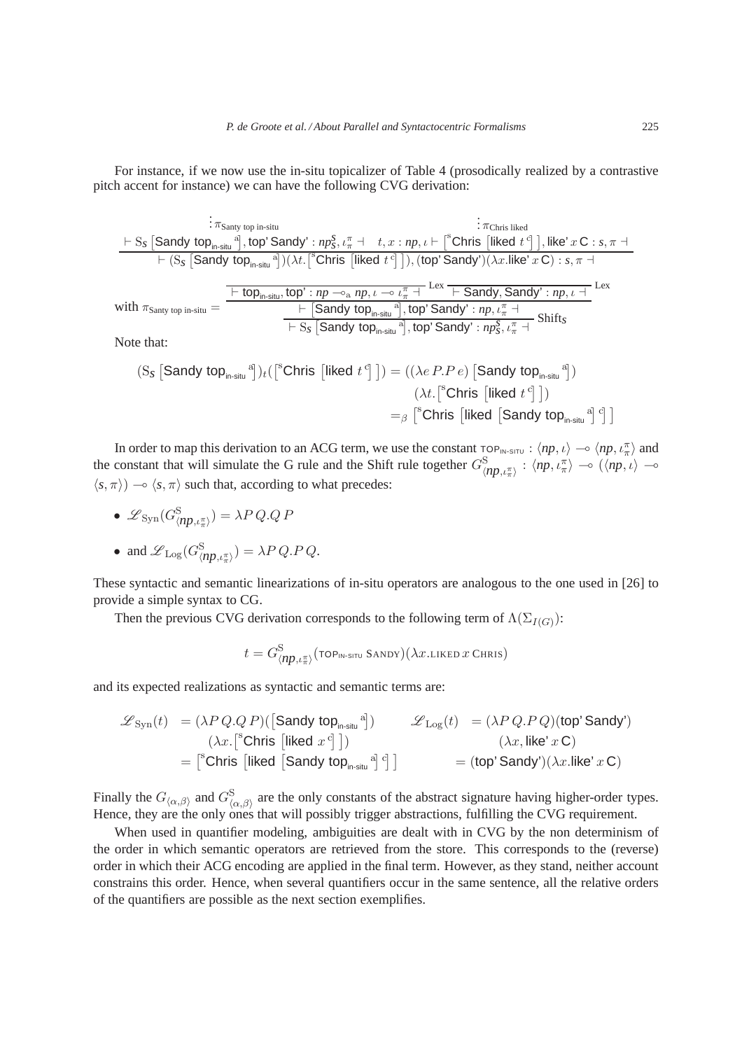For instance, if we now use the in-situ topicalizer of Table 4 (prosodically realized by a contrastive pitch accent for instance) we can have the following CVG derivation:

$$\dfrac{\dfrac{\vdots\, \pi_{\text{Santy top in-situ}}}{\vdash \mathrm{S}_{\mathit{S}}\left[\mathsf{Sandy\ top}_{\text{in-situ}}{}^{\mathrm{a}}\right], \mathsf{top'\,Sandy'} : \mathit{np}^{\mathit{S}}_{\mathit{S}}, \iota^{\pi}_{\pi} \dashv} \quad \dfrac{\vdots\, \pi_{\text{Chris liked}}}{t, x : \mathit{np}, \iota \vdash \left[{}^{\mathrm{s}}\mathsf{Chris}\ \left[\mathsf{liked}\ t^{\,\mathrm{c}}\right]\right], \mathsf{like'}\, x\, \mathsf{C} : s, \pi \dashv}}{\vdash (\mathrm{S}_{\mathit{S}}\left[\mathsf{Sandy\ top}_{\text{in-situ}}{}^{\mathrm{a}}\right])(\lambda t.\left[{}^{\mathrm{s}}\mathsf{Chris}\ \left[\mathsf{liked}\ t^{\,\mathrm{c}}\right]\right]), (\mathsf{top'\,Sandy'})(\lambda x.\mathsf{like'}\, x\, \mathsf{C}) : s, \pi \dashv}$$

$$\text{with } \pi_{\text{Santy top in-situ}} = \dfrac{\dfrac{\dfrac{}{\vdash \mathsf{top}_{\text{in-situ}}, \mathsf{top'} : \mathit{np} \multimap_{\mathrm{a}} \mathit{np}, \iota \multimap \iota^{\pi}_{\pi} \dashv}\text{Lex} \quad \dfrac{}{\vdash \mathsf{Sandy}, \mathsf{Sandy'} : \mathit{np}, \iota \dashv}\text{Lex}}{\vdash \left[\mathsf{Sandy\ top}_{\text{in-situ}}{}^{\mathrm{a}}\right], \mathsf{top'\,Sandy'} : \mathit{np}, \iota^{\pi}_{\pi} \dashv}}{\vdash \mathrm{S}_{\mathit{S}}\left[\mathsf{Sandy\ top}_{\text{in-situ}}{}^{\mathrm{a}}\right], \mathsf{top'\,Sandy'} : \mathit{np}^{\mathit{S}}_{\mathit{S}}, \iota^{\pi}_{\pi} \dashv}\text{Shift}_{\mathit{S}}$$

Note that:

$$\begin{aligned}(\mathrm{S}_{\mathit{S}}\left[\mathsf{Sandy\ top}_{\text{in-situ}}{}^{\mathrm{a}}\right])_t(\left[{}^{\mathrm{s}}\mathsf{Chris}\ \left[\mathsf{liked}\ t^{\,\mathrm{c}}\right]\right]) &= ((\lambda e\, P.P\, e)\left[\mathsf{Sandy\ top}_{\text{in-situ}}{}^{\mathrm{a}}\right]) \\ &\qquad (\lambda t.\left[{}^{\mathrm{s}}\mathsf{Chris}\ \left[\mathsf{liked}\ t^{\,\mathrm{c}}\right]\right]) \\ &=_{\beta} \left[{}^{\mathrm{s}}\mathsf{Chris}\ \left[\mathsf{liked}\ \left[\mathsf{Sandy\ top}_{\text{in-situ}}{}^{\mathrm{a}}\right]{}^{\mathrm{c}}\right]\right]\end{aligned}$$

In order to map this derivation to an ACG term, we use the constant $\textsc{top}_{\textsc{in-situ}} : \langle \mathit{np}, \iota\rangle \multimap \langle \mathit{np}, \iota^{\pi}_{\pi}\rangle$ and the constant that will simulate the G rule and the Shift rule together $G^{\mathrm{S}}_{\langle \mathit{np},\iota^{\pi}_{\pi}\rangle} : \langle \mathit{np}, \iota^{\pi}_{\pi}\rangle \multimap (\langle \mathit{np}, \iota\rangle \multimap \langle s, \pi\rangle) \multimap \langle s, \pi\rangle$ such that, according to what precedes:

- $\mathscr{L}_{\mathrm{Syn}}(G^{\mathrm{S}}_{\langle \mathit{np},\iota^{\pi}_{\pi}\rangle}) = \lambda P\, Q.Q\, P$
- and $\mathscr{L}_{\mathrm{Log}}(G^{\mathrm{S}}_{\langle \mathit{np},\iota^{\pi}_{\pi}\rangle}) = \lambda P\, Q.P\, Q$.

These syntactic and semantic linearizations of in-situ operators are analogous to the one used in [26] to provide a simple syntax to CG.

Then the previous CVG derivation corresponds to the following term of $\Lambda(\Sigma_{I(G)})$:

$$t = G^{\mathrm{S}}_{\langle \mathit{np},\iota^{\pi}_{\pi}\rangle}(\textsc{top}_{\textsc{in-situ}}\ \textsc{Sandy})(\lambda x.\textsc{liked}\ x\ \textsc{Chris})$$

and its expected realizations as syntactic and semantic terms are:

$$\begin{aligned}\mathscr{L}_{\mathrm{Syn}}(t) &= (\lambda P\, Q.Q\, P)(\left[\mathsf{Sandy\ top}_{\text{in-situ}}{}^{\mathrm{a}}\right]) & \mathscr{L}_{\mathrm{Log}}(t) &= (\lambda P\, Q.P\, Q)(\mathsf{top'\,Sandy'}) \\ &\qquad (\lambda x.\left[{}^{\mathrm{s}}\mathsf{Chris}\ \left[\mathsf{liked}\ x^{\,\mathrm{c}}\right]\right]) & &\qquad (\lambda x, \mathsf{like'}\, x\, \mathsf{C}) \\ &= \left[{}^{\mathrm{s}}\mathsf{Chris}\ \left[\mathsf{liked}\ \left[\mathsf{Sandy\ top}_{\text{in-situ}}{}^{\mathrm{a}}\right]{}^{\mathrm{c}}\right]\right] & &= (\mathsf{top'\,Sandy'})(\lambda x.\mathsf{like'}\, x\, \mathsf{C})\end{aligned}$$

Finally the $G_{\langle\alpha,\beta\rangle}$ and $G^{\mathrm{S}}_{\langle\alpha,\beta\rangle}$ are the only constants of the abstract signature having higher-order types. Hence, they are the only ones that will possibly trigger abstractions, fulfilling the CVG requirement.

When used in quantifier modeling, ambiguities are dealt with in CVG by the non determinism of the order in which semantic operators are retrieved from the store. This corresponds to the (reverse) order in which their ACG encoding are applied in the final term. However, as they stand, neither account constrains this order. Hence, when several quantifiers occur in the same sentence, all the relative orders of the quantifiers are possible as the next section exemplifies.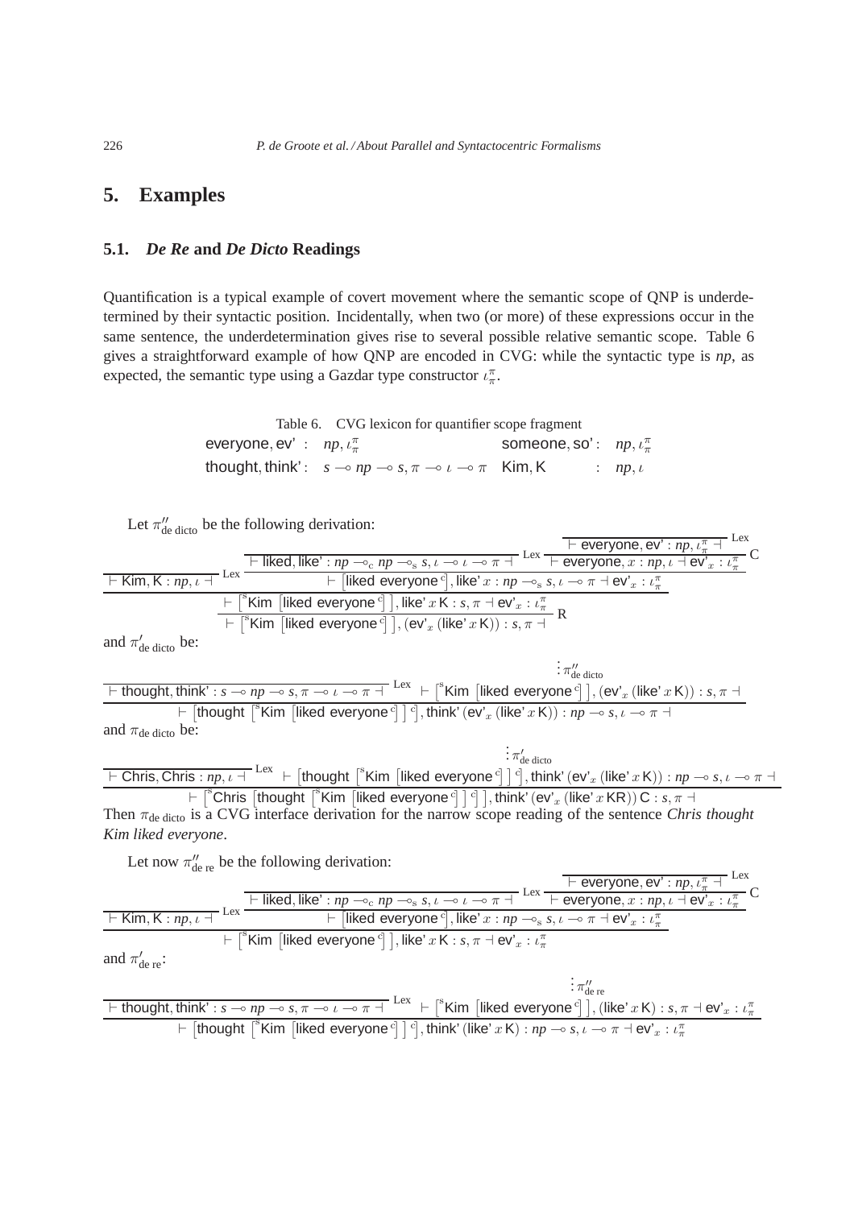## 5. Examples

### 5.1. *De Re* and *De Dicto* Readings

Quantification is a typical example of covert movement where the semantic scope of QNP is underdetermined by their syntactic position. Incidentally, when two (or more) of these expressions occur in the same sentence, the underdetermination gives rise to several possible relative semantic scope. Table 6 gives a straightforward example of how QNP are encoded in CVG: while the syntactic type is *np*, as expected, the semantic type using a Gazdar type constructor $\iota^{\pi}_{\pi}$.

Table 6. CVG lexicon for quantifier scope fragment

| | | | |
|---|---|---|---|
| everyone, ev' : | $np, \iota^{\pi}_{\pi}$ | someone, so' : | $np, \iota^{\pi}_{\pi}$ |
| thought, think' : | $s \multimap np \multimap s, \pi \multimap \iota \multimap \pi$ | Kim, K : | $np, \iota$ |

Let $\pi''_{\text{de dicto}}$ be the following derivation:

$$\dfrac{\dfrac{\vdash \mathsf{Kim}, \mathsf{K} : np, \iota \dashv}{}\text{Lex} \quad \dfrac{\dfrac{}{\vdash \mathsf{liked}, \mathsf{like'} : np \multimap_{c} np \multimap_{s} s, \iota \multimap \iota \multimap \pi \dashv}\text{Lex} \quad \dfrac{\dfrac{}{\vdash \mathsf{everyone}, \mathsf{ev'} : np, \iota^{\pi}_{\pi} \dashv}\text{Lex}}{\vdash \mathsf{everyone}, x : np, \iota \dashv \mathsf{ev'}_{x} : \iota^{\pi}_{\pi}}\text{C}}{\vdash [\mathsf{liked}\ \mathsf{everyone}^{c}], \mathsf{like'}\, x : np \multimap_{s} s, \iota \multimap \pi \dashv \mathsf{ev'}_{x} : \iota^{\pi}_{\pi}}}{\dfrac{\vdash [^{s}\mathsf{Kim}\ [\mathsf{liked}\ \mathsf{everyone}^{c}]], \mathsf{like'}\, x\, \mathsf{K} : s, \pi \dashv \mathsf{ev'}_{x} : \iota^{\pi}_{\pi}}{\vdash [^{s}\mathsf{Kim}\ [\mathsf{liked}\ \mathsf{everyone}^{c}]], (\mathsf{ev'}_{x}\, (\mathsf{like'}\, x\, \mathsf{K})) : s, \pi \dashv}\text{R}}$$

and $\pi'_{\text{de dicto}}$ be:

$$\dfrac{\dfrac{}{\vdash \mathsf{thought}, \mathsf{think'} : s \multimap np \multimap s, \pi \multimap \iota \multimap \pi \dashv}\text{Lex} \quad \begin{array}{c}\vdots\, \pi''_{\text{de dicto}} \\ \vdash [^{s}\mathsf{Kim}\ [\mathsf{liked}\ \mathsf{everyone}^{c}]], (\mathsf{ev'}_{x}\, (\mathsf{like'}\, x\, \mathsf{K})) : s, \pi \dashv\end{array}}{\vdash [\mathsf{thought}\ [^{s}\mathsf{Kim}\ [\mathsf{liked}\ \mathsf{everyone}^{c}]]^{c}], \mathsf{think'}\, (\mathsf{ev'}_{x}\, (\mathsf{like'}\, x\, \mathsf{K})) : np \multimap s, \iota \multimap \pi \dashv}$$

and $\pi_{\text{de dicto}}$ be:

$$\dfrac{\dfrac{}{\vdash \mathsf{Chris}, \mathsf{Chris} : np, \iota \dashv}\text{Lex} \quad \begin{array}{c}\vdots\, \pi'_{\text{de dicto}} \\ \vdash [\mathsf{thought}\ [^{s}\mathsf{Kim}\ [\mathsf{liked}\ \mathsf{everyone}^{c}]]^{c}], \mathsf{think'}\, (\mathsf{ev'}_{x}\, (\mathsf{like'}\, x\, \mathsf{K})) : np \multimap s, \iota \multimap \pi \dashv\end{array}}{\vdash [^{s}\mathsf{Chris}\ [\mathsf{thought}\ [^{s}\mathsf{Kim}\ [\mathsf{liked}\ \mathsf{everyone}^{c}]]^{c}]], \mathsf{think'}\, (\mathsf{ev'}_{x}\, (\mathsf{like'}\, x\, \mathsf{KR}))\, \mathsf{C} : s, \pi \dashv}$$

Then $\pi_{\text{de dicto}}$ is a CVG interface derivation for the narrow scope reading of the sentence *Chris thought Kim liked everyone*.

Let now $\pi''_{\text{de re}}$ be the following derivation:

$$\dfrac{\dfrac{}{\vdash \mathsf{Kim}, \mathsf{K} : np, \iota \dashv}\text{Lex} \quad \dfrac{\dfrac{}{\vdash \mathsf{liked}, \mathsf{like'} : np \multimap_{c} np \multimap_{s} s, \iota \multimap \iota \multimap \pi \dashv}\text{Lex} \quad \dfrac{\dfrac{}{\vdash \mathsf{everyone}, \mathsf{ev'} : np, \iota^{\pi}_{\pi} \dashv}\text{Lex}}{\vdash \mathsf{everyone}, x : np, \iota \dashv \mathsf{ev'}_{x} : \iota^{\pi}_{\pi}}\text{C}}{\vdash [\mathsf{liked}\ \mathsf{everyone}^{c}], \mathsf{like'}\, x : np \multimap_{s} s, \iota \multimap \pi \dashv \mathsf{ev'}_{x} : \iota^{\pi}_{\pi}}}{\vdash [^{s}\mathsf{Kim}\ [\mathsf{liked}\ \mathsf{everyone}^{c}]], \mathsf{like'}\, x\, \mathsf{K} : s, \pi \dashv \mathsf{ev'}_{x} : \iota^{\pi}_{\pi}}$$

and $\pi'_{\text{de re}}$:

$$\dfrac{\dfrac{}{\vdash \mathsf{thought}, \mathsf{think'} : s \multimap np \multimap s, \pi \multimap \iota \multimap \pi \dashv}\text{Lex} \quad \begin{array}{c}\vdots\, \pi''_{\text{de re}} \\ \vdash [^{s}\mathsf{Kim}\ [\mathsf{liked}\ \mathsf{everyone}^{c}]], (\mathsf{like'}\, x\, \mathsf{K}) : s, \pi \dashv \mathsf{ev'}_{x} : \iota^{\pi}_{\pi}\end{array}}{\vdash [\mathsf{thought}\ [^{s}\mathsf{Kim}\ [\mathsf{liked}\ \mathsf{everyone}^{c}]]^{c}], \mathsf{think'}\, (\mathsf{like'}\, x\, \mathsf{K}) : np \multimap s, \iota \multimap \pi \dashv \mathsf{ev'}_{x} : \iota^{\pi}_{\pi}}$$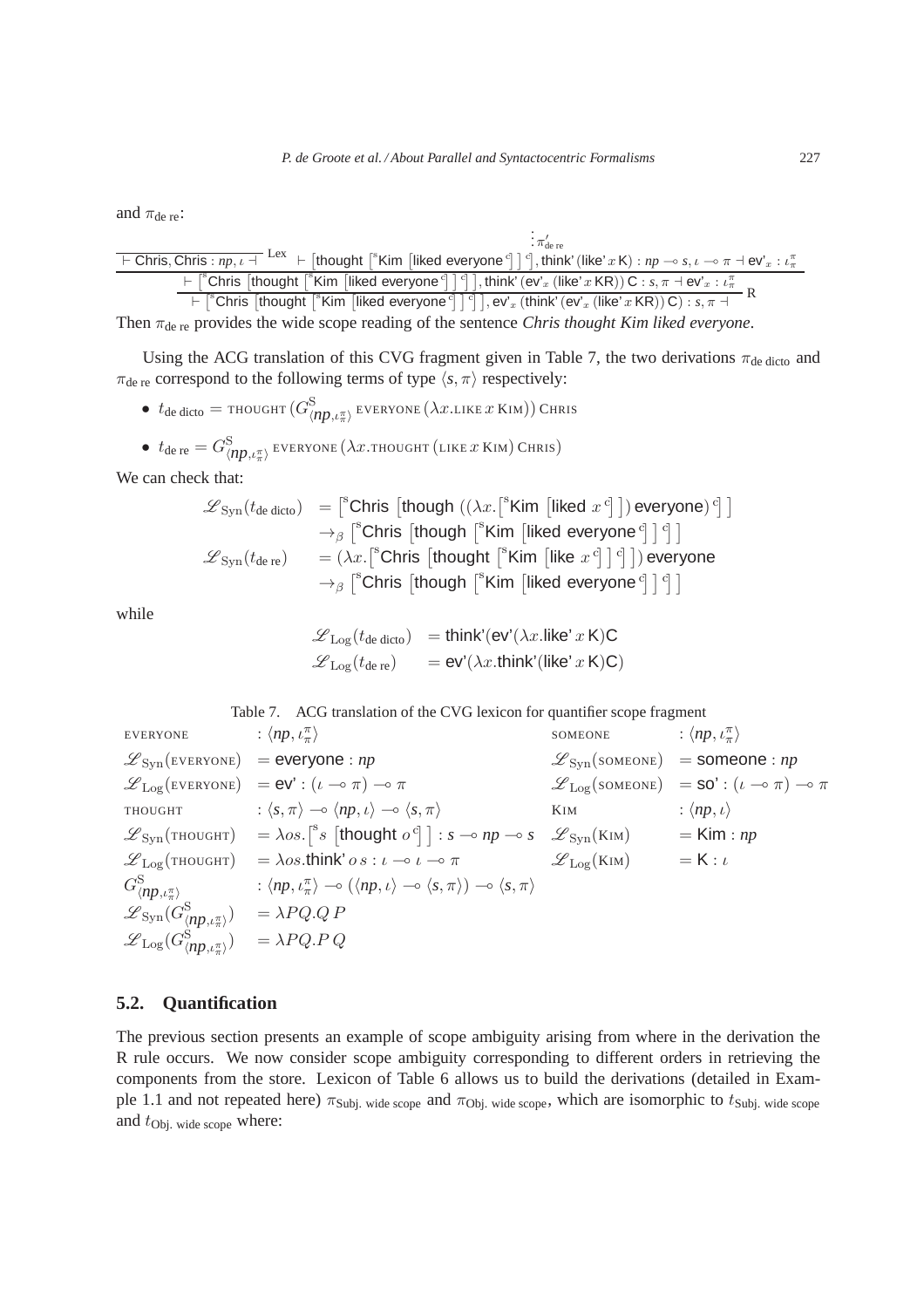and $\pi_{\text{de re}}$:

$$\dfrac{\dfrac{}{\vdash \mathsf{Chris}, \mathsf{Chris} : np, \iota \dashv}\text{Lex} \quad \dfrac{\vdots\, \pi'_{\text{de re}}}{\vdash \left[\mathsf{thought}\ \left[^{\mathrm{s}}\mathsf{Kim}\ \left[\mathsf{liked\ everyone}^{\,\mathrm{c}}\right]\right]^{\,\mathrm{c}}\right], \mathsf{think'}\,(\mathsf{like'}\,x\,\mathsf{K}) : np \multimap s, \iota \multimap \pi \dashv \mathsf{ev'}_x : \iota^{\pi}_{\pi}}}{\dfrac{\vdash \left[^{\mathrm{s}}\mathsf{Chris}\ \left[\mathsf{thought}\ \left[^{\mathrm{s}}\mathsf{Kim}\ \left[\mathsf{liked\ everyone}^{\,\mathrm{c}}\right]\right]^{\,\mathrm{c}}\right]\right], \mathsf{think'}\,(\mathsf{ev'}_x\,(\mathsf{like'}\,x\,\mathsf{KR}))\,\mathsf{C} : s, \pi \dashv \mathsf{ev'}_x : \iota^{\pi}_{\pi}}{\vdash \left[^{\mathrm{s}}\mathsf{Chris}\ \left[\mathsf{thought}\ \left[^{\mathrm{s}}\mathsf{Kim}\ \left[\mathsf{liked\ everyone}^{\,\mathrm{c}}\right]\right]^{\,\mathrm{c}}\right]\right], \mathsf{ev'}_x\,(\mathsf{think'}\,(\mathsf{ev'}_x\,(\mathsf{like'}\,x\,\mathsf{KR}))\,\mathsf{C}) : s, \pi \dashv}\text{R}}$$

Then $\pi_{\text{de re}}$ provides the wide scope reading of the sentence *Chris thought Kim liked everyone*.

Using the ACG translation of this CVG fragment given in Table 7, the two derivations $\pi_{\text{de dicto}}$ and $\pi_{\text{de re}}$ correspond to the following terms of type $\langle s, \pi \rangle$ respectively:

- $t_{\text{de dicto}} = \textsc{thought}\,(G^{\mathrm{S}}_{\langle np, \iota^{\pi}_{\pi}\rangle}\ \textsc{everyone}\,(\lambda x.\textsc{like}\,x\,\textsc{Kim}))\ \textsc{Chris}$
- $t_{\text{de re}} = G^{\mathrm{S}}_{\langle np, \iota^{\pi}_{\pi}\rangle}\ \textsc{everyone}\,(\lambda x.\textsc{thought}\,(\textsc{like}\,x\,\textsc{Kim})\,\textsc{Chris})$

We can check that:

$$\begin{aligned}
\mathscr{L}_{\mathrm{Syn}}(t_{\text{de dicto}}) &= \left[^{\mathrm{s}}\mathsf{Chris}\ \left[\mathsf{though}\ ((\lambda x.\left[^{\mathrm{s}}\mathsf{Kim}\ \left[\mathsf{liked}\ x^{\,\mathrm{c}}\right]\right])\,\mathsf{everyone})^{\,\mathrm{c}}\right]\right] \\
&\rightarrow_{\beta} \left[^{\mathrm{s}}\mathsf{Chris}\ \left[\mathsf{though}\ \left[^{\mathrm{s}}\mathsf{Kim}\ \left[\mathsf{liked\ everyone}^{\,\mathrm{c}}\right]\right]^{\,\mathrm{c}}\right]\right] \\
\mathscr{L}_{\mathrm{Syn}}(t_{\text{de re}}) &= (\lambda x.\left[^{\mathrm{s}}\mathsf{Chris}\ \left[\mathsf{thought}\ \left[^{\mathrm{s}}\mathsf{Kim}\ \left[\mathsf{like}\ x^{\,\mathrm{c}}\right]\right]^{\,\mathrm{c}}\right]\right])\,\mathsf{everyone} \\
&\rightarrow_{\beta} \left[^{\mathrm{s}}\mathsf{Chris}\ \left[\mathsf{though}\ \left[^{\mathrm{s}}\mathsf{Kim}\ \left[\mathsf{liked\ everyone}^{\,\mathrm{c}}\right]\right]^{\,\mathrm{c}}\right]\right]
\end{aligned}$$

while

$$\begin{aligned}
\mathscr{L}_{\mathrm{Log}}(t_{\text{de dicto}}) &= \mathsf{think'}(\mathsf{ev'}(\lambda x.\mathsf{like'}\,x\,\mathsf{K})\mathsf{C} \\
\mathscr{L}_{\mathrm{Log}}(t_{\text{de re}}) &= \mathsf{ev'}(\lambda x.\mathsf{think'}(\mathsf{like'}\,x\,\mathsf{K})\mathsf{C})
\end{aligned}$$

Table 7. ACG translation of the CVG lexicon for quantifier scope fragment

| | | | |
|---|---|---|---|
| $\textsc{everyone}$ | $: \langle np, \iota^{\pi}_{\pi}\rangle$ | $\textsc{someone}$ | $: \langle np, \iota^{\pi}_{\pi}\rangle$ |
| $\mathscr{L}_{\mathrm{Syn}}(\textsc{everyone})$ | $= \mathsf{everyone} : np$ | $\mathscr{L}_{\mathrm{Syn}}(\textsc{someone})$ | $= \mathsf{someone} : np$ |
| $\mathscr{L}_{\mathrm{Log}}(\textsc{everyone})$ | $= \mathsf{ev'} : (\iota \multimap \pi) \multimap \pi$ | $\mathscr{L}_{\mathrm{Log}}(\textsc{someone})$ | $= \mathsf{so'} : (\iota \multimap \pi) \multimap \pi$ |
| $\textsc{thought}$ | $: \langle s, \pi\rangle \multimap \langle np, \iota\rangle \multimap \langle s, \pi\rangle$ | $\textsc{Kim}$ | $: \langle np, \iota\rangle$ |
| $\mathscr{L}_{\mathrm{Syn}}(\textsc{thought})$ | $= \lambda os.\left[^{\mathrm{s}}s\ \left[\mathsf{thought}\ o^{\,\mathrm{c}}\right]\right] : s \multimap np \multimap s$ | $\mathscr{L}_{\mathrm{Syn}}(\textsc{Kim})$ | $= \mathsf{Kim} : np$ |
| $\mathscr{L}_{\mathrm{Log}}(\textsc{thought})$ | $= \lambda os.\mathsf{think'}\,o\,s : \iota \multimap \iota \multimap \pi$ | $\mathscr{L}_{\mathrm{Log}}(\textsc{Kim})$ | $= \mathsf{K} : \iota$ |
| $G^{\mathrm{S}}_{\langle np, \iota^{\pi}_{\pi}\rangle}$ | $: \langle np, \iota^{\pi}_{\pi}\rangle \multimap (\langle np, \iota\rangle \multimap \langle s, \pi\rangle) \multimap \langle s, \pi\rangle$ | | |
| $\mathscr{L}_{\mathrm{Syn}}(G^{\mathrm{S}}_{\langle np, \iota^{\pi}_{\pi}\rangle})$ | $= \lambda PQ.Q\,P$ | | |
| $\mathscr{L}_{\mathrm{Log}}(G^{\mathrm{S}}_{\langle np, \iota^{\pi}_{\pi}\rangle})$ | $= \lambda PQ.P\,Q$ | | |

## 5.2. Quantification

The previous section presents an example of scope ambiguity arising from where in the derivation the R rule occurs. We now consider scope ambiguity corresponding to different orders in retrieving the components from the store. Lexicon of Table 6 allows us to build the derivations (detailed in Example 1.1 and not repeated here) $\pi_{\text{Subj. wide scope}}$ and $\pi_{\text{Obj. wide scope}}$, which are isomorphic to $t_{\text{Subj. wide scope}}$ and $t_{\text{Obj. wide scope}}$ where: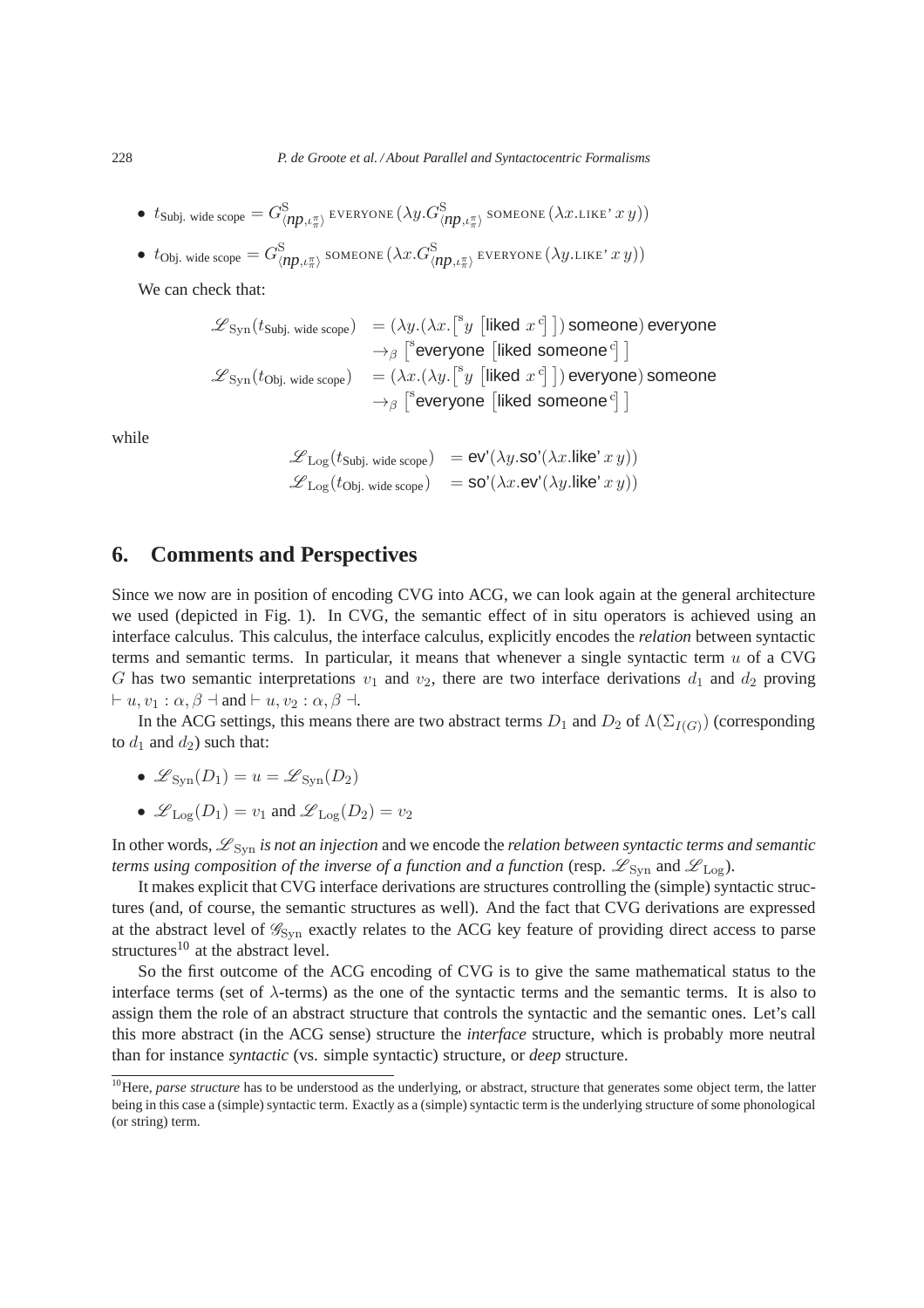- $t_{\text{Subj. wide scope}} = G^{\mathrm{S}}_{\langle \mathit{np}, \iota^{\pi}_{\pi} \rangle}\ \text{EVERYONE}\,(\lambda y. G^{\mathrm{S}}_{\langle \mathit{np}, \iota^{\pi}_{\pi} \rangle}\ \text{SOMEONE}\,(\lambda x. \text{LIKE'}\ x\ y))$
- $t_{\text{Obj. wide scope}} = G^{\mathrm{S}}_{\langle \mathit{np}, \iota^{\pi}_{\pi} \rangle}\ \text{SOMEONE}\,(\lambda x. G^{\mathrm{S}}_{\langle \mathit{np}, \iota^{\pi}_{\pi} \rangle}\ \text{EVERYONE}\,(\lambda y. \text{LIKE'}\ x\ y))$

We can check that:

$$
\begin{aligned}
\mathscr{L}_{\mathrm{Syn}}(t_{\text{Subj. wide scope}}) &= (\lambda y.(\lambda x.[^{\mathrm{s}} y\ [\mathsf{liked}\ x^{\mathrm{c}}]])\ \mathsf{someone})\ \mathsf{everyone} \\
&\rightarrow_{\beta} [^{\mathrm{s}}\mathsf{everyone}\ [\mathsf{liked}\ \mathsf{someone}^{\mathrm{c}}]] \\
\mathscr{L}_{\mathrm{Syn}}(t_{\text{Obj. wide scope}}) &= (\lambda x.(\lambda y.[^{\mathrm{s}} y\ [\mathsf{liked}\ x^{\mathrm{c}}]])\ \mathsf{everyone})\ \mathsf{someone} \\
&\rightarrow_{\beta} [^{\mathrm{s}}\mathsf{everyone}\ [\mathsf{liked}\ \mathsf{someone}^{\mathrm{c}}]]
\end{aligned}
$$

while

$$
\begin{aligned}
\mathscr{L}_{\mathrm{Log}}(t_{\text{Subj. wide scope}}) &= \mathsf{ev'}(\lambda y.\mathsf{so'}(\lambda x.\mathsf{like'}\ x\ y)) \\
\mathscr{L}_{\mathrm{Log}}(t_{\text{Obj. wide scope}}) &= \mathsf{so'}(\lambda x.\mathsf{ev'}(\lambda y.\mathsf{like'}\ x\ y))
\end{aligned}
$$

## 6. Comments and Perspectives

Since we now are in position of encoding CVG into ACG, we can look again at the general architecture we used (depicted in Fig. 1). In CVG, the semantic effect of in situ operators is achieved using an interface calculus. This calculus, the interface calculus, explicitly encodes the *relation* between syntactic terms and semantic terms. In particular, it means that whenever a single syntactic term $u$ of a CVG $G$ has two semantic interpretations $v_1$ and $v_2$, there are two interface derivations $d_1$ and $d_2$ proving $\vdash u, v_1 : \alpha, \beta \dashv$ and $\vdash u, v_2 : \alpha, \beta \dashv$.

In the ACG settings, this means there are two abstract terms $D_1$ and $D_2$ of $\Lambda(\Sigma_{I(G)})$ (corresponding to $d_1$ and $d_2$) such that:

- $\mathscr{L}_{\mathrm{Syn}}(D_1) = u = \mathscr{L}_{\mathrm{Syn}}(D_2)$
- $\mathscr{L}_{\mathrm{Log}}(D_1) = v_1$ and $\mathscr{L}_{\mathrm{Log}}(D_2) = v_2$

In other words, $\mathscr{L}_{\mathrm{Syn}}$ *is not an injection* and we encode the *relation between syntactic terms and semantic terms using composition of the inverse of a function and a function* (resp. $\mathscr{L}_{\mathrm{Syn}}$ and $\mathscr{L}_{\mathrm{Log}}$).

It makes explicit that CVG interface derivations are structures controlling the (simple) syntactic structures (and, of course, the semantic structures as well). And the fact that CVG derivations are expressed at the abstract level of $\mathscr{G}_{\mathrm{Syn}}$ exactly relates to the ACG key feature of providing direct access to parse structures[10] at the abstract level.

So the first outcome of the ACG encoding of CVG is to give the same mathematical status to the interface terms (set of $\lambda$-terms) as the one of the syntactic terms and the semantic terms. It is also to assign them the role of an abstract structure that controls the syntactic and the semantic ones. Let's call this more abstract (in the ACG sense) structure the *interface* structure, which is probably more neutral than for instance *syntactic* (vs. simple syntactic) structure, or *deep* structure.

[10] Here, *parse structure* has to be understood as the underlying, or abstract, structure that generates some object term, the latter being in this case a (simple) syntactic term. Exactly as a (simple) syntactic term is the underlying structure of some phonological (or string) term.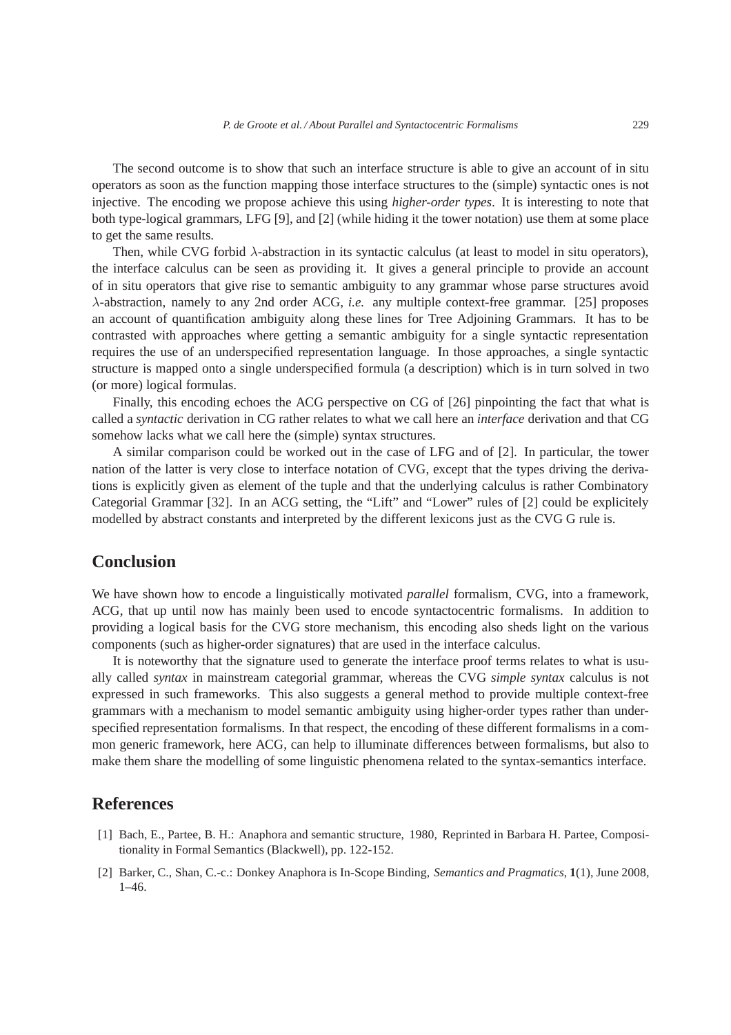The second outcome is to show that such an interface structure is able to give an account of in situ operators as soon as the function mapping those interface structures to the (simple) syntactic ones is not injective. The encoding we propose achieve this using *higher-order types*. It is interesting to note that both type-logical grammars, LFG [9], and [2] (while hiding it the tower notation) use them at some place to get the same results.

Then, while CVG forbid $\lambda$-abstraction in its syntactic calculus (at least to model in situ operators), the interface calculus can be seen as providing it. It gives a general principle to provide an account of in situ operators that give rise to semantic ambiguity to any grammar whose parse structures avoid $\lambda$-abstraction, namely to any 2nd order ACG, *i.e.* any multiple context-free grammar. [25] proposes an account of quantification ambiguity along these lines for Tree Adjoining Grammars. It has to be contrasted with approaches where getting a semantic ambiguity for a single syntactic representation requires the use of an underspecified representation language. In those approaches, a single syntactic structure is mapped onto a single underspecified formula (a description) which is in turn solved in two (or more) logical formulas.

Finally, this encoding echoes the ACG perspective on CG of [26] pinpointing the fact that what is called a *syntactic* derivation in CG rather relates to what we call here an *interface* derivation and that CG somehow lacks what we call here the (simple) syntax structures.

A similar comparison could be worked out in the case of LFG and of [2]. In particular, the tower nation of the latter is very close to interface notation of CVG, except that the types driving the derivations is explicitly given as element of the tuple and that the underlying calculus is rather Combinatory Categorial Grammar [32]. In an ACG setting, the "Lift" and "Lower" rules of [2] could be explicitely modelled by abstract constants and interpreted by the different lexicons just as the CVG G rule is.

## Conclusion

We have shown how to encode a linguistically motivated *parallel* formalism, CVG, into a framework, ACG, that up until now has mainly been used to encode syntactocentric formalisms. In addition to providing a logical basis for the CVG store mechanism, this encoding also sheds light on the various components (such as higher-order signatures) that are used in the interface calculus.

It is noteworthy that the signature used to generate the interface proof terms relates to what is usually called *syntax* in mainstream categorial grammar, whereas the CVG *simple syntax* calculus is not expressed in such frameworks. This also suggests a general method to provide multiple context-free grammars with a mechanism to model semantic ambiguity using higher-order types rather than underspecified representation formalisms. In that respect, the encoding of these different formalisms in a common generic framework, here ACG, can help to illuminate differences between formalisms, but also to make them share the modelling of some linguistic phenomena related to the syntax-semantics interface.

## References

[1] Bach, E., Partee, B. H.: Anaphora and semantic structure, 1980, Reprinted in Barbara H. Partee, Compositionality in Formal Semantics (Blackwell), pp. 122-152.

[2] Barker, C., Shan, C.-c.: Donkey Anaphora is In-Scope Binding, *Semantics and Pragmatics*, **1**(1), June 2008, 1–46.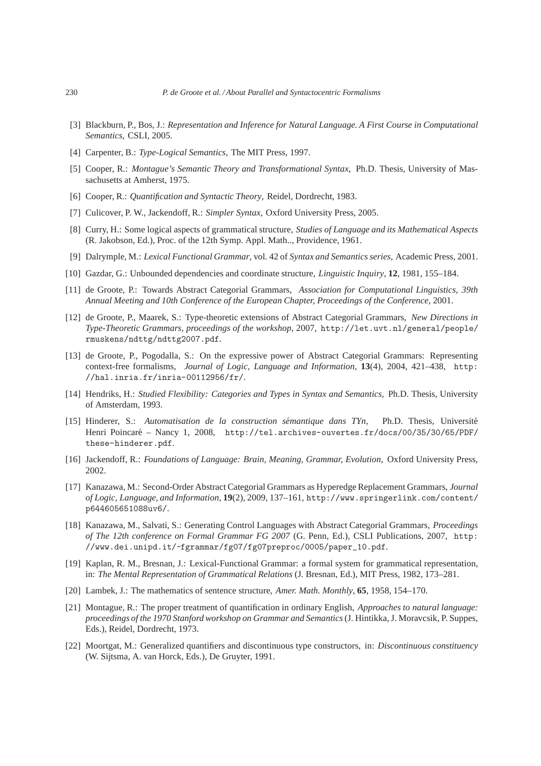[3] Blackburn, P., Bos, J.: *Representation and Inference for Natural Language. A First Course in Computational Semantics*, CSLI, 2005.

[4] Carpenter, B.: *Type-Logical Semantics*, The MIT Press, 1997.

[5] Cooper, R.: *Montague's Semantic Theory and Transformational Syntax*, Ph.D. Thesis, University of Massachusetts at Amherst, 1975.

[6] Cooper, R.: *Quantification and Syntactic Theory*, Reidel, Dordrecht, 1983.

[7] Culicover, P. W., Jackendoff, R.: *Simpler Syntax*, Oxford University Press, 2005.

[8] Curry, H.: Some logical aspects of grammatical structure, *Studies of Language and its Mathematical Aspects* (R. Jakobson, Ed.), Proc. of the 12th Symp. Appl. Math.., Providence, 1961.

[9] Dalrymple, M.: *Lexical Functional Grammar*, vol. 42 of *Syntax and Semantics series*, Academic Press, 2001.

[10] Gazdar, G.: Unbounded dependencies and coordinate structure, *Linguistic Inquiry*, **12**, 1981, 155–184.

[11] de Groote, P.: Towards Abstract Categorial Grammars, *Association for Computational Linguistics, 39th Annual Meeting and 10th Conference of the European Chapter, Proceedings of the Conference*, 2001.

[12] de Groote, P., Maarek, S.: Type-theoretic extensions of Abstract Categorial Grammars, *New Directions in Type-Theoretic Grammars, proceedings of the workshop*, 2007, http://let.uvt.nl/general/people/rmuskens/ndttg/ndttg2007.pdf.

[13] de Groote, P., Pogodalla, S.: On the expressive power of Abstract Categorial Grammars: Representing context-free formalisms, *Journal of Logic, Language and Information*, **13**(4), 2004, 421–438, http://hal.inria.fr/inria-00112956/fr/.

[14] Hendriks, H.: *Studied Flexibility: Categories and Types in Syntax and Semantics*, Ph.D. Thesis, University of Amsterdam, 1993.

[15] Hinderer, S.: *Automatisation de la construction sémantique dans TYn*, Ph.D. Thesis, Université Henri Poincaré – Nancy 1, 2008, http://tel.archives-ouvertes.fr/docs/00/35/30/65/PDF/these-hinderer.pdf.

[16] Jackendoff, R.: *Foundations of Language: Brain, Meaning, Grammar, Evolution*, Oxford University Press, 2002.

[17] Kanazawa, M.: Second-Order Abstract Categorial Grammars as Hyperedge Replacement Grammars, *Journal of Logic, Language, and Information*, **19**(2), 2009, 137–161, http://www.springerlink.com/content/p644605651088uv6/.

[18] Kanazawa, M., Salvati, S.: Generating Control Languages with Abstract Categorial Grammars, *Proceedings of The 12th conference on Formal Grammar FG 2007* (G. Penn, Ed.), CSLI Publications, 2007, http://www.dei.unipd.it/~fgrammar/fg07/fg07preproc/0005/paper_10.pdf.

[19] Kaplan, R. M., Bresnan, J.: Lexical-Functional Grammar: a formal system for grammatical representation, in: *The Mental Representation of Grammatical Relations* (J. Bresnan, Ed.), MIT Press, 1982, 173–281.

[20] Lambek, J.: The mathematics of sentence structure, *Amer. Math. Monthly*, **65**, 1958, 154–170.

[21] Montague, R.: The proper treatment of quantification in ordinary English, *Approaches to natural language: proceedings of the 1970 Stanford workshop on Grammar and Semantics* (J. Hintikka, J. Moravcsik, P. Suppes, Eds.), Reidel, Dordrecht, 1973.

[22] Moortgat, M.: Generalized quantifiers and discontinuous type constructors, in: *Discontinuous constituency* (W. Sijtsma, A. van Horck, Eds.), De Gruyter, 1991.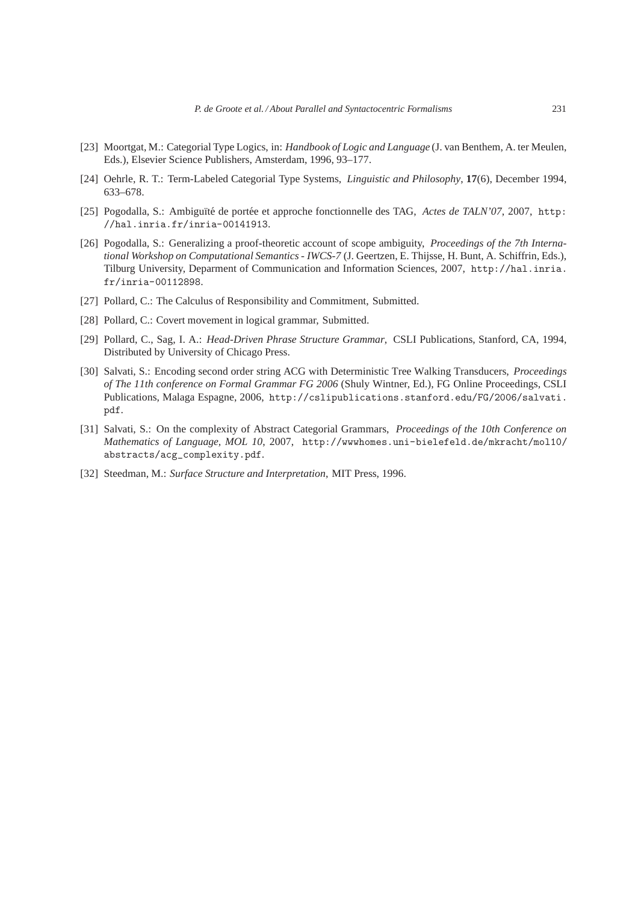[23] Moortgat, M.: Categorial Type Logics, in: *Handbook of Logic and Language* (J. van Benthem, A. ter Meulen, Eds.), Elsevier Science Publishers, Amsterdam, 1996, 93–177.

[24] Oehrle, R. T.: Term-Labeled Categorial Type Systems, *Linguistic and Philosophy*, **17**(6), December 1994, 633–678.

[25] Pogodalla, S.: Ambiguïté de portée et approche fonctionnelle des TAG, *Actes de TALN'07*, 2007, http://hal.inria.fr/inria-00141913.

[26] Pogodalla, S.: Generalizing a proof-theoretic account of scope ambiguity, *Proceedings of the 7th International Workshop on Computational Semantics - IWCS-7* (J. Geertzen, E. Thijsse, H. Bunt, A. Schiffrin, Eds.), Tilburg University, Deparment of Communication and Information Sciences, 2007, http://hal.inria.fr/inria-00112898.

[27] Pollard, C.: The Calculus of Responsibility and Commitment, Submitted.

[28] Pollard, C.: Covert movement in logical grammar, Submitted.

[29] Pollard, C., Sag, I. A.: *Head-Driven Phrase Structure Grammar*, CSLI Publications, Stanford, CA, 1994, Distributed by University of Chicago Press.

[30] Salvati, S.: Encoding second order string ACG with Deterministic Tree Walking Transducers, *Proceedings of The 11th conference on Formal Grammar FG 2006* (Shuly Wintner, Ed.), FG Online Proceedings, CSLI Publications, Malaga Espagne, 2006, http://cslipublications.stanford.edu/FG/2006/salvati.pdf.

[31] Salvati, S.: On the complexity of Abstract Categorial Grammars, *Proceedings of the 10th Conference on Mathematics of Language, MOL 10*, 2007, http://wwwhomes.uni-bielefeld.de/mkracht/mol10/abstracts/acg_complexity.pdf.

[32] Steedman, M.: *Surface Structure and Interpretation*, MIT Press, 1996.